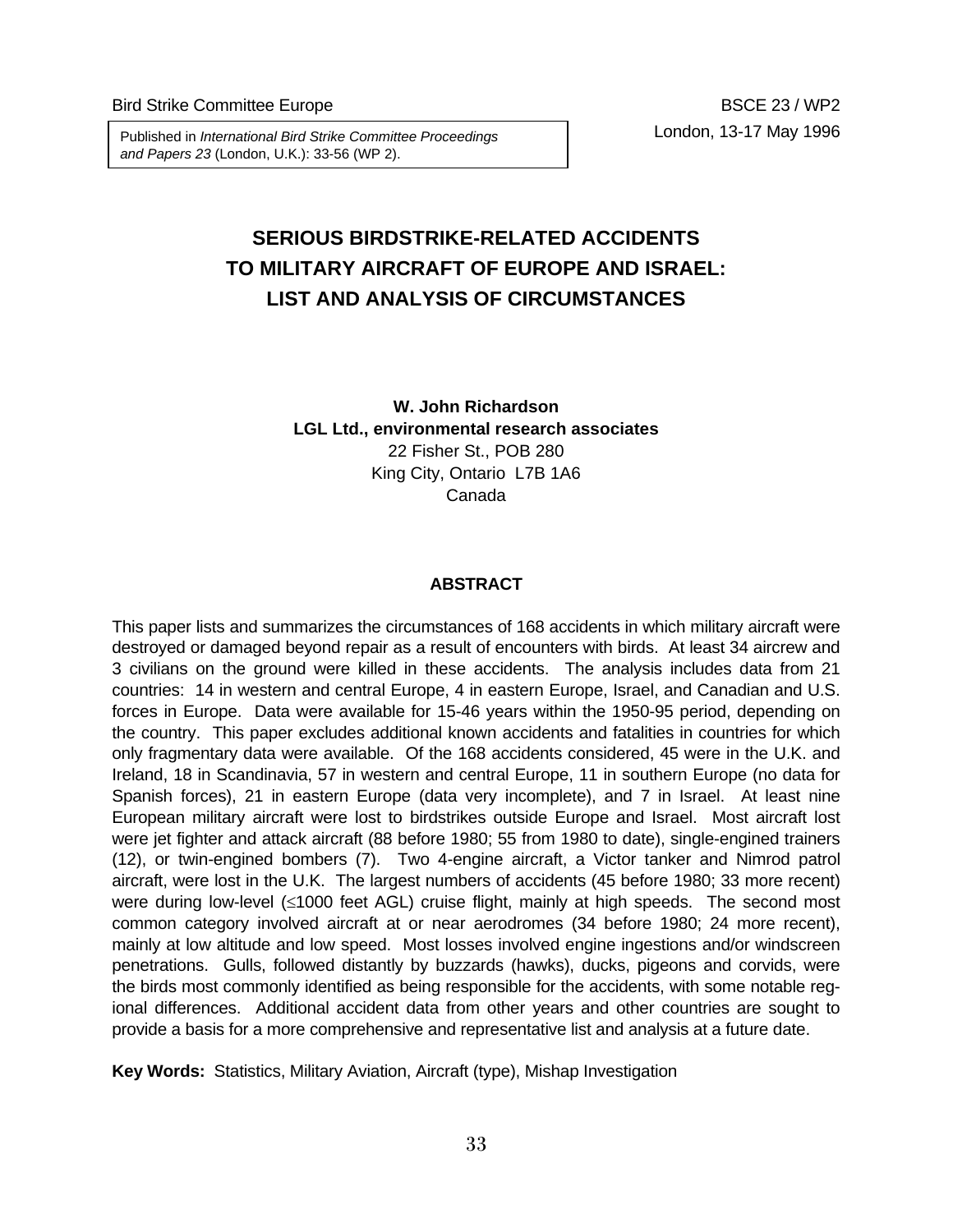Bird Strike Committee Europe

BSCE 23 / WP2
London, 13-17 May 1996

Published in *International Bird Strike Committee Proceedings and Papers 23* (London, U.K.): 33-56 (WP 2).

# SERIOUS BIRDSTRIKE-RELATED ACCIDENTS TO MILITARY AIRCRAFT OF EUROPE AND ISRAEL: LIST AND ANALYSIS OF CIRCUMSTANCES

**W. John Richardson**
**LGL Ltd., environmental research associates**
22 Fisher St., POB 280
King City, Ontario L7B 1A6
Canada

## ABSTRACT

This paper lists and summarizes the circumstances of 168 accidents in which military aircraft were destroyed or damaged beyond repair as a result of encounters with birds. At least 34 aircrew and 3 civilians on the ground were killed in these accidents. The analysis includes data from 21 countries: 14 in western and central Europe, 4 in eastern Europe, Israel, and Canadian and U.S. forces in Europe. Data were available for 15-46 years within the 1950-95 period, depending on the country. This paper excludes additional known accidents and fatalities in countries for which only fragmentary data were available. Of the 168 accidents considered, 45 were in the U.K. and Ireland, 18 in Scandinavia, 57 in western and central Europe, 11 in southern Europe (no data for Spanish forces), 21 in eastern Europe (data very incomplete), and 7 in Israel. At least nine European military aircraft were lost to birdstrikes outside Europe and Israel. Most aircraft lost were jet fighter and attack aircraft (88 before 1980; 55 from 1980 to date), single-engined trainers (12), or twin-engined bombers (7). Two 4-engine aircraft, a Victor tanker and Nimrod patrol aircraft, were lost in the U.K. The largest numbers of accidents (45 before 1980; 33 more recent) were during low-level (≤1000 feet AGL) cruise flight, mainly at high speeds. The second most common category involved aircraft at or near aerodromes (34 before 1980; 24 more recent), mainly at low altitude and low speed. Most losses involved engine ingestions and/or windscreen penetrations. Gulls, followed distantly by buzzards (hawks), ducks, pigeons and corvids, were the birds most commonly identified as being responsible for the accidents, with some notable regional differences. Additional accident data from other years and other countries are sought to provide a basis for a more comprehensive and representative list and analysis at a future date.

**Key Words:** Statistics, Military Aviation, Aircraft (type), Mishap Investigation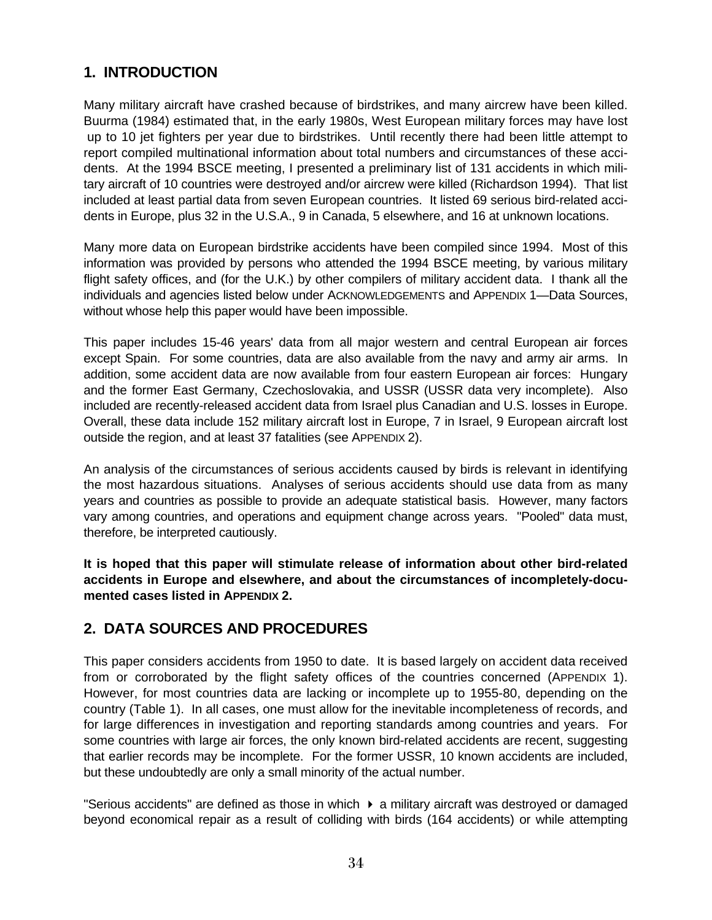## 1. INTRODUCTION

Many military aircraft have crashed because of birdstrikes, and many aircrew have been killed. Buurma (1984) estimated that, in the early 1980s, West European military forces may have lost up to 10 jet fighters per year due to birdstrikes. Until recently there had been little attempt to report compiled multinational information about total numbers and circumstances of these accidents. At the 1994 BSCE meeting, I presented a preliminary list of 131 accidents in which military aircraft of 10 countries were destroyed and/or aircrew were killed (Richardson 1994). That list included at least partial data from seven European countries. It listed 69 serious bird-related accidents in Europe, plus 32 in the U.S.A., 9 in Canada, 5 elsewhere, and 16 at unknown locations.

Many more data on European birdstrike accidents have been compiled since 1994. Most of this information was provided by persons who attended the 1994 BSCE meeting, by various military flight safety offices, and (for the U.K.) by other compilers of military accident data. I thank all the individuals and agencies listed below under ACKNOWLEDGEMENTS and APPENDIX 1—Data Sources, without whose help this paper would have been impossible.

This paper includes 15-46 years' data from all major western and central European air forces except Spain. For some countries, data are also available from the navy and army air arms. In addition, some accident data are now available from four eastern European air forces: Hungary and the former East Germany, Czechoslovakia, and USSR (USSR data very incomplete). Also included are recently-released accident data from Israel plus Canadian and U.S. losses in Europe. Overall, these data include 152 military aircraft lost in Europe, 7 in Israel, 9 European aircraft lost outside the region, and at least 37 fatalities (see APPENDIX 2).

An analysis of the circumstances of serious accidents caused by birds is relevant in identifying the most hazardous situations. Analyses of serious accidents should use data from as many years and countries as possible to provide an adequate statistical basis. However, many factors vary among countries, and operations and equipment change across years. "Pooled" data must, therefore, be interpreted cautiously.

**It is hoped that this paper will stimulate release of information about other bird-related accidents in Europe and elsewhere, and about the circumstances of incompletely-documented cases listed in APPENDIX 2.**

## 2. DATA SOURCES AND PROCEDURES

This paper considers accidents from 1950 to date. It is based largely on accident data received from or corroborated by the flight safety offices of the countries concerned (APPENDIX 1). However, for most countries data are lacking or incomplete up to 1955-80, depending on the country (Table 1). In all cases, one must allow for the inevitable incompleteness of records, and for large differences in investigation and reporting standards among countries and years. For some countries with large air forces, the only known bird-related accidents are recent, suggesting that earlier records may be incomplete. For the former USSR, 10 known accidents are included, but these undoubtedly are only a small minority of the actual number.

"Serious accidents" are defined as those in which ▸ a military aircraft was destroyed or damaged beyond economical repair as a result of colliding with birds (164 accidents) or while attempting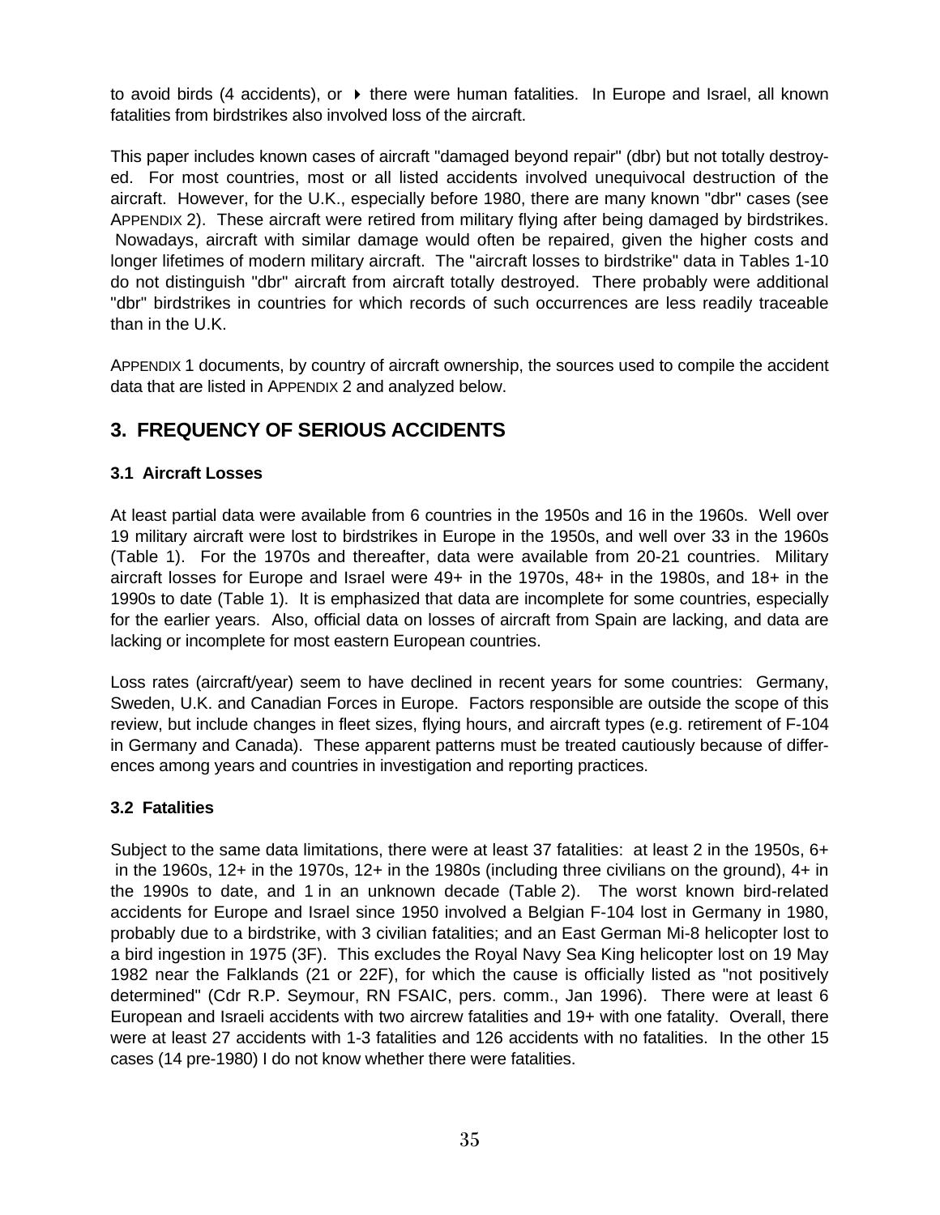to avoid birds (4 accidents), or ▸ there were human fatalities. In Europe and Israel, all known fatalities from birdstrikes also involved loss of the aircraft.

This paper includes known cases of aircraft "damaged beyond repair" (dbr) but not totally destroyed. For most countries, most or all listed accidents involved unequivocal destruction of the aircraft. However, for the U.K., especially before 1980, there are many known "dbr" cases (see APPENDIX 2). These aircraft were retired from military flying after being damaged by birdstrikes. Nowadays, aircraft with similar damage would often be repaired, given the higher costs and longer lifetimes of modern military aircraft. The "aircraft losses to birdstrike" data in Tables 1-10 do not distinguish "dbr" aircraft from aircraft totally destroyed. There probably were additional "dbr" birdstrikes in countries for which records of such occurrences are less readily traceable than in the U.K.

APPENDIX 1 documents, by country of aircraft ownership, the sources used to compile the accident data that are listed in APPENDIX 2 and analyzed below.

## 3. FREQUENCY OF SERIOUS ACCIDENTS

### 3.1 Aircraft Losses

At least partial data were available from 6 countries in the 1950s and 16 in the 1960s. Well over 19 military aircraft were lost to birdstrikes in Europe in the 1950s, and well over 33 in the 1960s (Table 1). For the 1970s and thereafter, data were available from 20-21 countries. Military aircraft losses for Europe and Israel were 49+ in the 1970s, 48+ in the 1980s, and 18+ in the 1990s to date (Table 1). It is emphasized that data are incomplete for some countries, especially for the earlier years. Also, official data on losses of aircraft from Spain are lacking, and data are lacking or incomplete for most eastern European countries.

Loss rates (aircraft/year) seem to have declined in recent years for some countries: Germany, Sweden, U.K. and Canadian Forces in Europe. Factors responsible are outside the scope of this review, but include changes in fleet sizes, flying hours, and aircraft types (e.g. retirement of F-104 in Germany and Canada). These apparent patterns must be treated cautiously because of differences among years and countries in investigation and reporting practices.

### 3.2 Fatalities

Subject to the same data limitations, there were at least 37 fatalities: at least 2 in the 1950s, 6+ in the 1960s, 12+ in the 1970s, 12+ in the 1980s (including three civilians on the ground), 4+ in the 1990s to date, and 1 in an unknown decade (Table 2). The worst known bird-related accidents for Europe and Israel since 1950 involved a Belgian F-104 lost in Germany in 1980, probably due to a birdstrike, with 3 civilian fatalities; and an East German Mi-8 helicopter lost to a bird ingestion in 1975 (3F). This excludes the Royal Navy Sea King helicopter lost on 19 May 1982 near the Falklands (21 or 22F), for which the cause is officially listed as "not positively determined" (Cdr R.P. Seymour, RN FSAIC, pers. comm., Jan 1996). There were at least 6 European and Israeli accidents with two aircrew fatalities and 19+ with one fatality. Overall, there were at least 27 accidents with 1-3 fatalities and 126 accidents with no fatalities. In the other 15 cases (14 pre-1980) I do not know whether there were fatalities.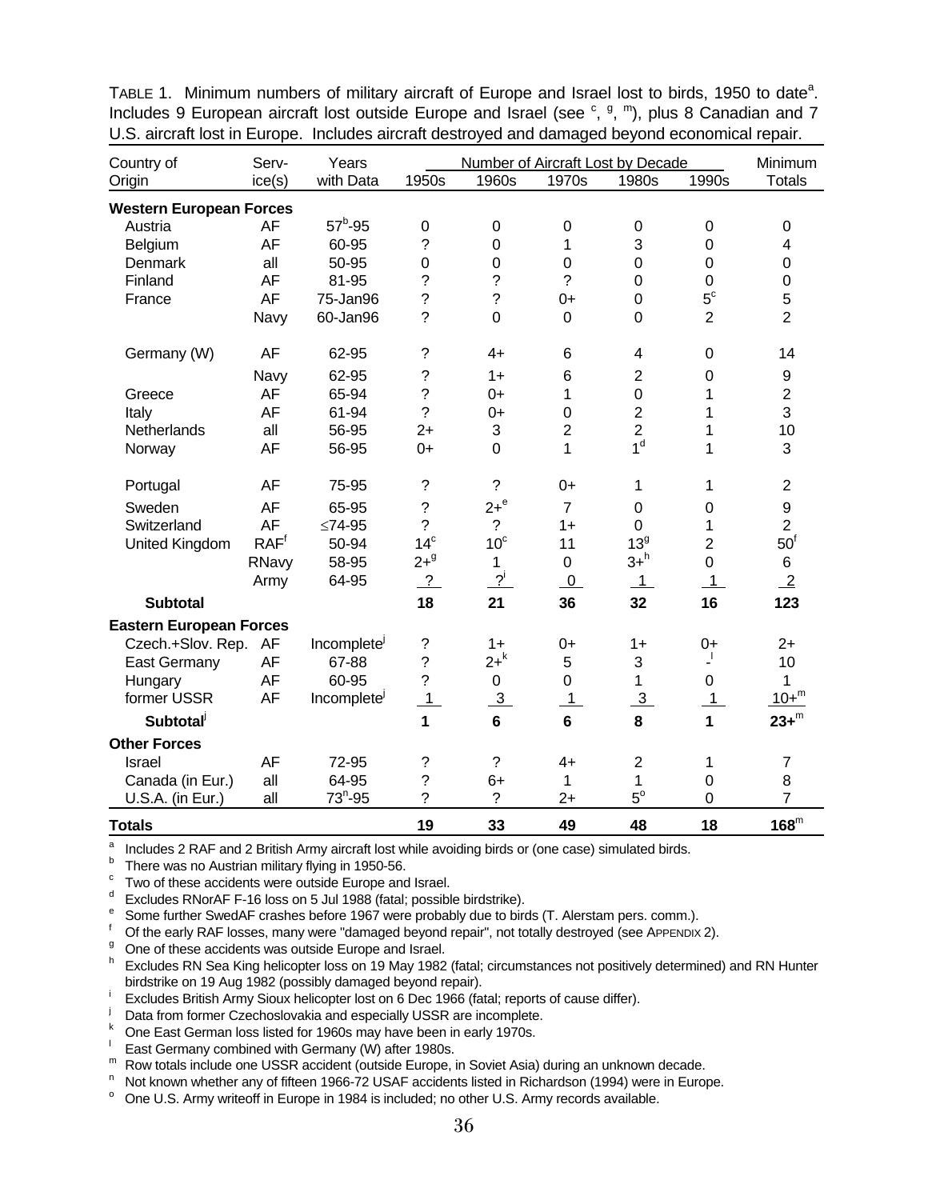TABLE 1. Minimum numbers of military aircraft of Europe and Israel lost to birds, 1950 to date[a]. Includes 9 European aircraft lost outside Europe and Israel (see [c], [g], [m]), plus 8 Canadian and 7 U.S. aircraft lost in Europe. Includes aircraft destroyed and damaged beyond economical repair.

| Country of Origin | Serv-ice(s) | Years with Data | Number of Aircraft Lost by Decade | | | | | Minimum Totals |
|---|---|---|---|---|---|---|---|---|
| | | | 1950s | 1960s | 1970s | 1980s | 1990s | |
| **Western European Forces** | | | | | | | | |
| Austria | AF | 57[b]-95 | 0 | 0 | 0 | 0 | 0 | 0 |
| Belgium | AF | 60-95 | ? | 0 | 1 | 3 | 0 | 4 |
| Denmark | all | 50-95 | 0 | 0 | 0 | 0 | 0 | 0 |
| Finland | AF | 81-95 | ? | ? | ? | 0 | 0 | 0 |
| France | AF | 75-Jan96 | ? | ? | 0+ | 0 | 5[c] | 5 |
| | Navy | 60-Jan96 | ? | 0 | 0 | 0 | 2 | 2 |
| Germany (W) | AF | 62-95 | ? | 4+ | 6 | 4 | 0 | 14 |
| | Navy | 62-95 | ? | 1+ | 6 | 2 | 0 | 9 |
| Greece | AF | 65-94 | ? | 0+ | 1 | 0 | 1 | 2 |
| Italy | AF | 61-94 | ? | 0+ | 0 | 2 | 1 | 3 |
| Netherlands | all | 56-95 | 2+ | 3 | 2 | 2 | 1 | 10 |
| Norway | AF | 56-95 | 0+ | 0 | 1 | 1[d] | 1 | 3 |
| Portugal | AF | 75-95 | ? | ? | 0+ | 1 | 1 | 2 |
| Sweden | AF | 65-95 | ? | 2+[e] | 7 | 0 | 0 | 9 |
| Switzerland | AF | ≤74-95 | ? | ? | 1+ | 0 | 1 | 2 |
| United Kingdom | RAF[f] | 50-94 | 14[c] | 10[c] | 11 | 13[g] | 2 | 50[f] |
| | RNavy | 58-95 | 2+[g] | 1 | 0 | 3+[h] | 0 | 6 |
| | Army | 64-95 | ? | ?[i] | 0 | 1 | 1 | 2 |
| **Subtotal** | | | **18** | **21** | **36** | **32** | **16** | **123** |
| **Eastern European Forces** | | | | | | | | |
| Czech.+Slov. Rep. | AF | Incomplete[j] | ? | 1+ | 0+ | 1+ | 0+ | 2+ |
| East Germany | AF | 67-88 | ? | 2+[k] | 5 | 3 | -[l] | 10 |
| Hungary | AF | 60-95 | ? | 0 | 0 | 1 | 0 | 1 |
| former USSR | AF | Incomplete[j] | 1 | 3 | 1 | 3 | 1 | 10+[m] |
| **Subtotal**[j] | | | **1** | **6** | **6** | **8** | **1** | **23+**[m] |
| **Other Forces** | | | | | | | | |
| Israel | AF | 72-95 | ? | ? | 4+ | 2 | 1 | 7 |
| Canada (in Eur.) | all | 64-95 | ? | 6+ | 1 | 1 | 0 | 8 |
| U.S.A. (in Eur.) | all | 73[n]-95 | ? | ? | 2+ | 5[o] | 0 | 7 |
| **Totals** | | | **19** | **33** | **49** | **48** | **18** | **168**[m] |

[a] Includes 2 RAF and 2 British Army aircraft lost while avoiding birds or (one case) simulated birds.
[b] There was no Austrian military flying in 1950-56.
[c] Two of these accidents were outside Europe and Israel.
[d] Excludes RNorAF F-16 loss on 5 Jul 1988 (fatal; possible birdstrike).
[e] Some further SwedAF crashes before 1967 were probably due to birds (T. Alerstam pers. comm.).
[f] Of the early RAF losses, many were "damaged beyond repair", not totally destroyed (see APPENDIX 2).
[g] One of these accidents was outside Europe and Israel.
[h] Excludes RN Sea King helicopter loss on 19 May 1982 (fatal; circumstances not positively determined) and RN Hunter birdstrike on 19 Aug 1982 (possibly damaged beyond repair).
[i] Excludes British Army Sioux helicopter lost on 6 Dec 1966 (fatal; reports of cause differ).
[j] Data from former Czechoslovakia and especially USSR are incomplete.
[k] One East German loss listed for 1960s may have been in early 1970s.
[l] East Germany combined with Germany (W) after 1980s.
[m] Row totals include one USSR accident (outside Europe, in Soviet Asia) during an unknown decade.
[n] Not known whether any of fifteen 1966-72 USAF accidents listed in Richardson (1994) were in Europe.
[o] One U.S. Army writeoff in Europe in 1984 is included; no other U.S. Army records available.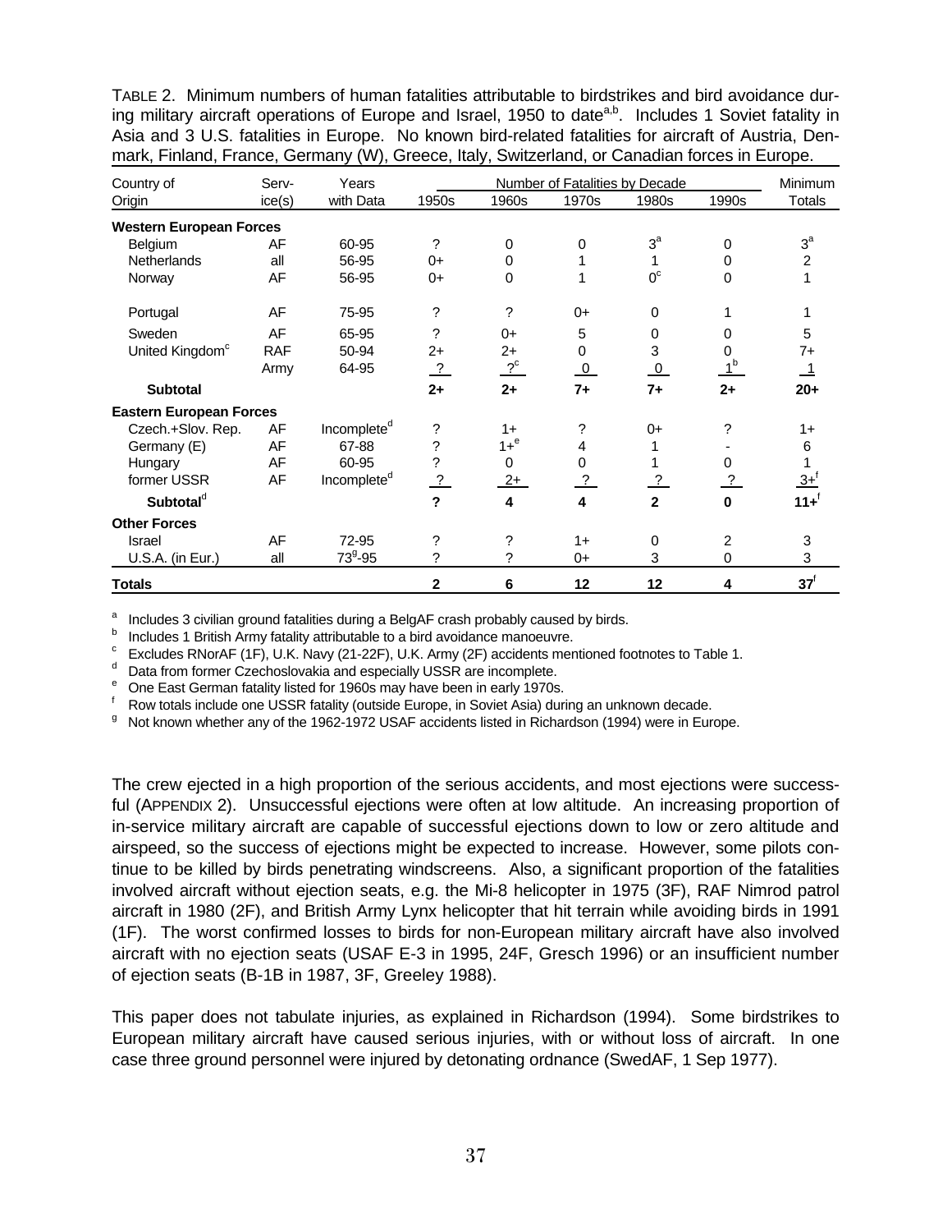TABLE 2. Minimum numbers of human fatalities attributable to birdstrikes and bird avoidance during military aircraft operations of Europe and Israel, 1950 to date[a,b]. Includes 1 Soviet fatality in Asia and 3 U.S. fatalities in Europe. No known bird-related fatalities for aircraft of Austria, Denmark, Finland, France, Germany (W), Greece, Italy, Switzerland, or Canadian forces in Europe.

| Country of Origin | Serv-ice(s) | Years with Data | Number of Fatalities by Decade 1950s | 1960s | 1970s | 1980s | 1990s | Minimum Totals |
|---|---|---|---|---|---|---|---|---|
| **Western European Forces** | | | | | | | | |
| Belgium | AF | 60-95 | ? | 0 | 0 | 3[a] | 0 | 3[a] |
| Netherlands | all | 56-95 | 0+ | 0 | 1 | 1 | 0 | 2 |
| Norway | AF | 56-95 | 0+ | 0 | 1 | 0[c] | 0 | 1 |
| Portugal | AF | 75-95 | ? | ? | 0+ | 0 | 1 | 1 |
| Sweden | AF | 65-95 | ? | 0+ | 5 | 0 | 0 | 5 |
| United Kingdom[c] | RAF | 50-94 | 2+ | 2+ | 0 | 3 | 0 | 7+ |
| | Army | 64-95 | ? | ?[c] | 0 | 0 | 1[b] | 1 |
| **Subtotal** | | | **2+** | **2+** | **7+** | **7+** | **2+** | **20+** |
| **Eastern European Forces** | | | | | | | | |
| Czech.+Slov. Rep. | AF | Incomplete[d] | ? | 1+ | ? | 0+ | ? | 1+ |
| Germany (E) | AF | 67-88 | ? | 1+[e] | 4 | 1 | - | 6 |
| Hungary | AF | 60-95 | ? | 0 | 0 | 1 | 0 | 1 |
| former USSR | AF | Incomplete[d] | ? | 2+ | ? | ? | ? | 3+[f] |
| **Subtotal[d]** | | | **?** | **4** | **4** | **2** | **0** | **11+[f]** |
| **Other Forces** | | | | | | | | |
| Israel | AF | 72-95 | ? | ? | 1+ | 0 | 2 | 3 |
| U.S.A. (in Eur.) | all | 73[g]-95 | ? | ? | 0+ | 3 | 0 | 3 |
| **Totals** | | | **2** | **6** | **12** | **12** | **4** | **37[f]** |

[a] Includes 3 civilian ground fatalities during a BelgAF crash probably caused by birds.
[b] Includes 1 British Army fatality attributable to a bird avoidance manoeuvre.
[c] Excludes RNorAF (1F), U.K. Navy (21-22F), U.K. Army (2F) accidents mentioned footnotes to Table 1.
[d] Data from former Czechoslovakia and especially USSR are incomplete.
[e] One East German fatality listed for 1960s may have been in early 1970s.
[f] Row totals include one USSR fatality (outside Europe, in Soviet Asia) during an unknown decade.
[g] Not known whether any of the 1962-1972 USAF accidents listed in Richardson (1994) were in Europe.

The crew ejected in a high proportion of the serious accidents, and most ejections were successful (APPENDIX 2). Unsuccessful ejections were often at low altitude. An increasing proportion of in-service military aircraft are capable of successful ejections down to low or zero altitude and airspeed, so the success of ejections might be expected to increase. However, some pilots continue to be killed by birds penetrating windscreens. Also, a significant proportion of the fatalities involved aircraft without ejection seats, e.g. the Mi-8 helicopter in 1975 (3F), RAF Nimrod patrol aircraft in 1980 (2F), and British Army Lynx helicopter that hit terrain while avoiding birds in 1991 (1F). The worst confirmed losses to birds for non-European military aircraft have also involved aircraft with no ejection seats (USAF E-3 in 1995, 24F, Gresch 1996) or an insufficient number of ejection seats (B-1B in 1987, 3F, Greeley 1988).

This paper does not tabulate injuries, as explained in Richardson (1994). Some birdstrikes to European military aircraft have caused serious injuries, with or without loss of aircraft. In one case three ground personnel were injured by detonating ordnance (SwedAF, 1 Sep 1977).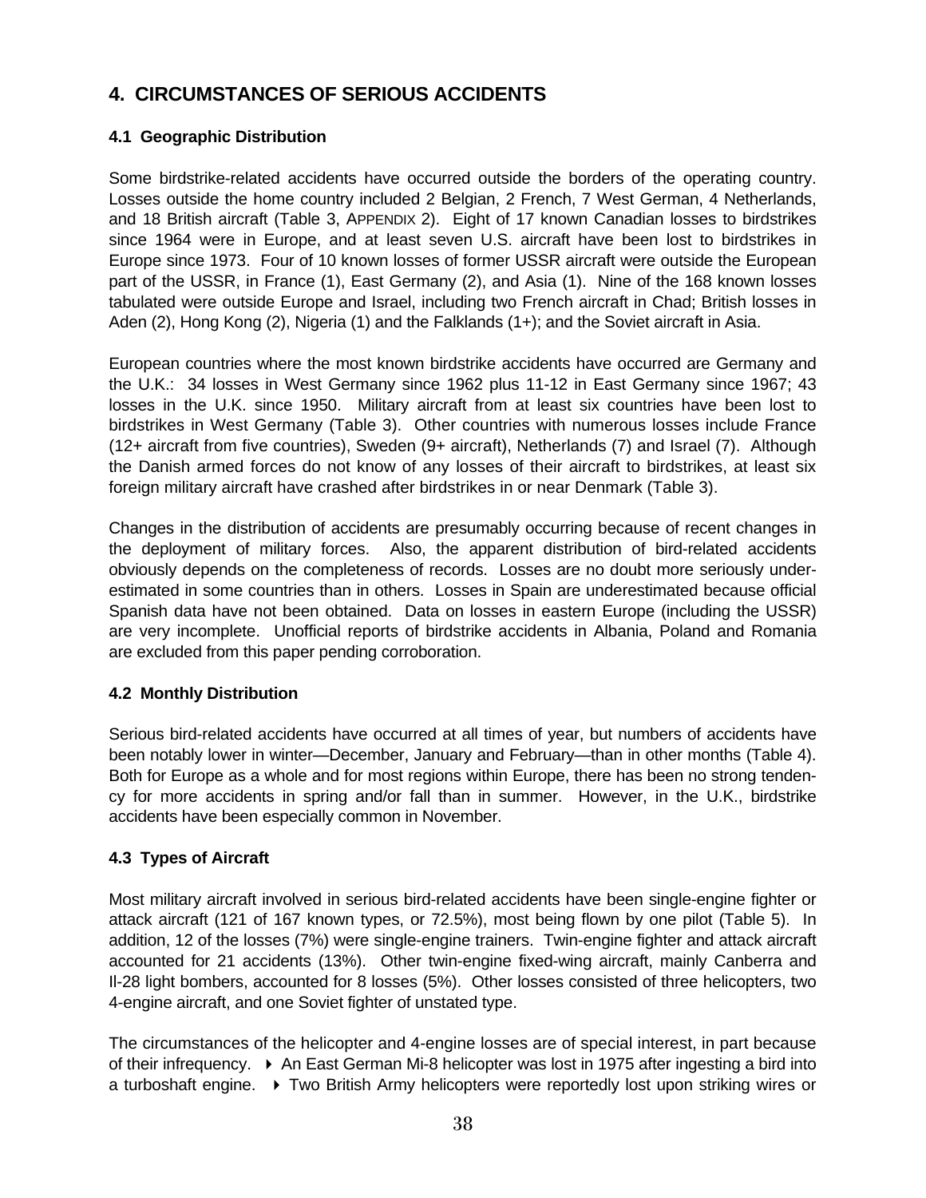# 4. CIRCUMSTANCES OF SERIOUS ACCIDENTS

## 4.1 Geographic Distribution

Some birdstrike-related accidents have occurred outside the borders of the operating country. Losses outside the home country included 2 Belgian, 2 French, 7 West German, 4 Netherlands, and 18 British aircraft (Table 3, APPENDIX 2). Eight of 17 known Canadian losses to birdstrikes since 1964 were in Europe, and at least seven U.S. aircraft have been lost to birdstrikes in Europe since 1973. Four of 10 known losses of former USSR aircraft were outside the European part of the USSR, in France (1), East Germany (2), and Asia (1). Nine of the 168 known losses tabulated were outside Europe and Israel, including two French aircraft in Chad; British losses in Aden (2), Hong Kong (2), Nigeria (1) and the Falklands (1+); and the Soviet aircraft in Asia.

European countries where the most known birdstrike accidents have occurred are Germany and the U.K.: 34 losses in West Germany since 1962 plus 11-12 in East Germany since 1967; 43 losses in the U.K. since 1950. Military aircraft from at least six countries have been lost to birdstrikes in West Germany (Table 3). Other countries with numerous losses include France (12+ aircraft from five countries), Sweden (9+ aircraft), Netherlands (7) and Israel (7). Although the Danish armed forces do not know of any losses of their aircraft to birdstrikes, at least six foreign military aircraft have crashed after birdstrikes in or near Denmark (Table 3).

Changes in the distribution of accidents are presumably occurring because of recent changes in the deployment of military forces. Also, the apparent distribution of bird-related accidents obviously depends on the completeness of records. Losses are no doubt more seriously under-estimated in some countries than in others. Losses in Spain are underestimated because official Spanish data have not been obtained. Data on losses in eastern Europe (including the USSR) are very incomplete. Unofficial reports of birdstrike accidents in Albania, Poland and Romania are excluded from this paper pending corroboration.

## 4.2 Monthly Distribution

Serious bird-related accidents have occurred at all times of year, but numbers of accidents have been notably lower in winter—December, January and February—than in other months (Table 4). Both for Europe as a whole and for most regions within Europe, there has been no strong tendency for more accidents in spring and/or fall than in summer. However, in the U.K., birdstrike accidents have been especially common in November.

## 4.3 Types of Aircraft

Most military aircraft involved in serious bird-related accidents have been single-engine fighter or attack aircraft (121 of 167 known types, or 72.5%), most being flown by one pilot (Table 5). In addition, 12 of the losses (7%) were single-engine trainers. Twin-engine fighter and attack aircraft accounted for 21 accidents (13%). Other twin-engine fixed-wing aircraft, mainly Canberra and Il-28 light bombers, accounted for 8 losses (5%). Other losses consisted of three helicopters, two 4-engine aircraft, and one Soviet fighter of unstated type.

The circumstances of the helicopter and 4-engine losses are of special interest, in part because of their infrequency. ▸ An East German Mi-8 helicopter was lost in 1975 after ingesting a bird into a turboshaft engine. ▸ Two British Army helicopters were reportedly lost upon striking wires or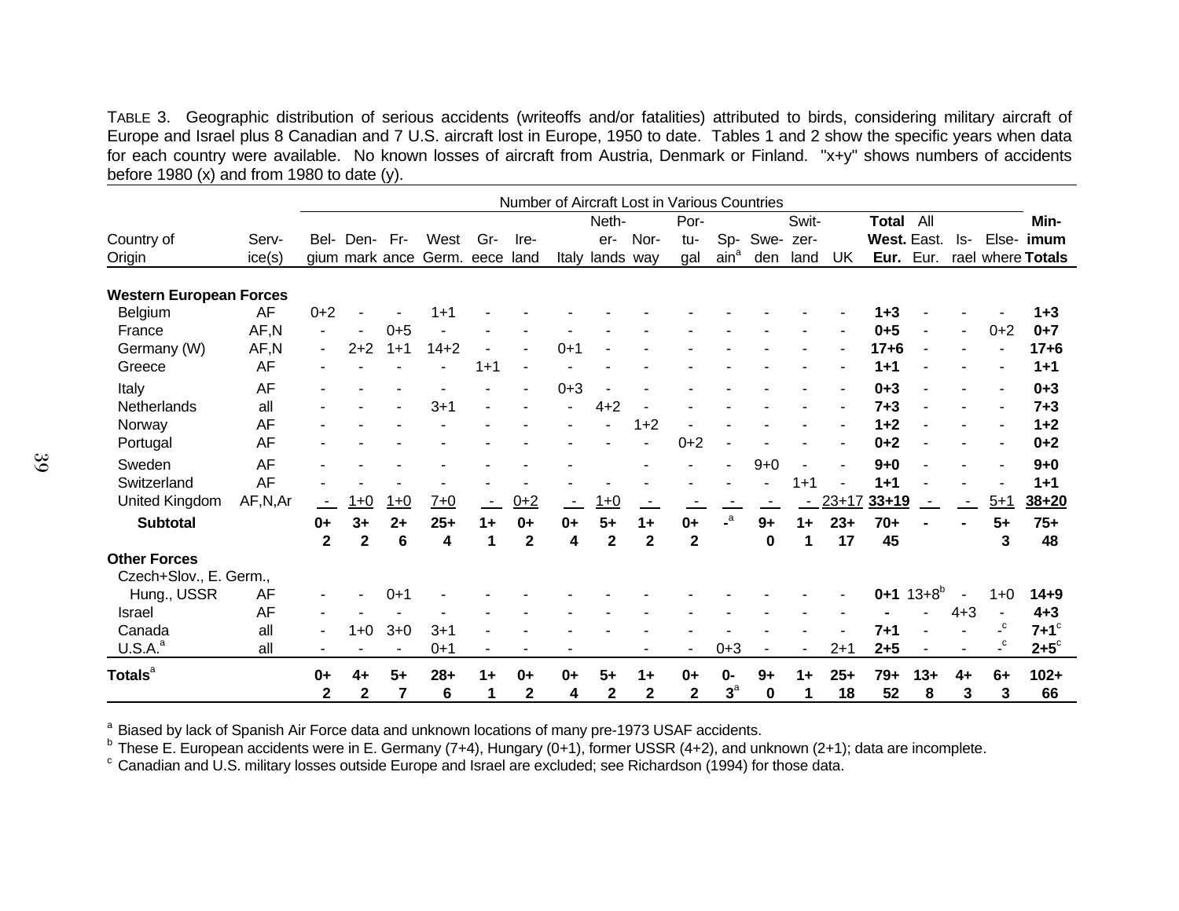TABLE 3. Geographic distribution of serious accidents (writeoffs and/or fatalities) attributed to birds, considering military aircraft of Europe and Israel plus 8 Canadian and 7 U.S. aircraft lost in Europe, 1950 to date. Tables 1 and 2 show the specific years when data for each country were available. No known losses of aircraft from Austria, Denmark or Finland. "x+y" shows numbers of accidents before 1980 (x) and from 1980 to date (y).

| | | Number of Aircraft Lost in Various Countries | | | | | | | | | | | | | | | | | | | |
|---|---|---|---|---|---|---|---|---|---|---|---|---|---|---|---|---|---|---|---|---|---|
| Country of Origin | Service(s) | Belgium | Denmark | France | West Germ. | Greece | Ireland | Italy | Netherlands | Norway | Portugal | Spain[a] | Sweden | Switzerland | UK | Total West. Eur. | All East. Eur. | Israel | Elsewhere | Minimum Totals |
| **Western European Forces** | | | | | | | | | | | | | | | | | | | | |
| Belgium | AF | 0+2 | - | - | 1+1 | - | - | - | - | - | - | - | - | - | - | **1+3** | - | - | - | **1+3** |
| France | AF,N | - | - | 0+5 | - | - | - | - | - | - | - | - | - | - | - | **0+5** | - | - | 0+2 | **0+7** |
| Germany (W) | AF,N | - | 2+2 | 1+1 | 14+2 | - | - | 0+1 | - | - | - | - | - | - | - | **17+6** | - | - | - | **17+6** |
| Greece | AF | - | - | - | - | 1+1 | - | - | - | - | - | - | - | - | - | **1+1** | - | - | - | **1+1** |
| Italy | AF | - | - | - | - | - | - | 0+3 | - | - | - | - | - | - | - | **0+3** | - | - | - | **0+3** |
| Netherlands | all | - | - | - | 3+1 | - | - | - | 4+2 | - | - | - | - | - | - | **7+3** | - | - | - | **7+3** |
| Norway | AF | - | - | - | - | - | - | - | - | 1+2 | - | - | - | - | - | **1+2** | - | - | - | **1+2** |
| Portugal | AF | - | - | - | - | - | - | - | - | - | 0+2 | - | - | - | - | **0+2** | - | - | - | **0+2** |
| Sweden | AF | - | - | - | - | - | - | - | - | - | - | - | 9+0 | - | - | **9+0** | - | - | - | **9+0** |
| Switzerland | AF | - | - | - | - | - | - | - | - | - | - | - | - | 1+1 | - | **1+1** | - | - | - | **1+1** |
| United Kingdom | AF,N,Ar | - | 1+0 | 1+0 | 7+0 | - | 0+2 | - | 1+0 | - | - | - | - | - | 23+17 | **33+19** | - | - | 5+1 | **38+20** |
| **Subtotal** | | **0+ 2** | **3+ 2** | **2+ 6** | **25+ 4** | **1+ 1** | **0+ 2** | **0+ 4** | **5+ 2** | **1+ 2** | **0+ 2** | **-[a]** | **9+ 0** | **1+ 1** | **23+ 17** | **70+ 45** | **-** | **-** | **5+ 3** | **75+ 48** |
| **Other Forces** | | | | | | | | | | | | | | | | | | | | |
| Czech+Slov., E. Germ., Hung., USSR | AF | - | - | 0+1 | - | - | - | - | - | - | - | - | - | - | - | **0+1** | 13+8[b] | - | 1+0 | **14+9** |
| Israel | AF | - | - | - | - | - | - | - | - | - | - | - | - | - | - | **-** | - | 4+3 | - | **4+3** |
| Canada | all | - | 1+0 | 3+0 | 3+1 | - | - | - | - | - | - | - | - | - | - | **7+1** | - | - | -[c] | **7+1**[c] |
| U.S.A.[a] | all | - | - | - | 0+1 | - | - | - | - | - | - | 0+3 | - | - | 2+1 | **2+5** | - | - | -[c] | **2+5**[c] |
| **Totals**[a] | | **0+ 2** | **4+ 2** | **5+ 7** | **28+ 6** | **1+ 1** | **0+ 2** | **0+ 4** | **5+ 2** | **1+ 2** | **0+ 2** | **0- 3**[a] | **9+ 0** | **1+ 1** | **25+ 18** | **79+ 52** | **13+ 8** | **4+ 3** | **6+ 3** | **102+ 66** |

[a] Biased by lack of Spanish Air Force data and unknown locations of many pre-1973 USAF accidents.
[b] These E. European accidents were in E. Germany (7+4), Hungary (0+1), former USSR (4+2), and unknown (2+1); data are incomplete.
[c] Canadian and U.S. military losses outside Europe and Israel are excluded; see Richardson (1994) for those data.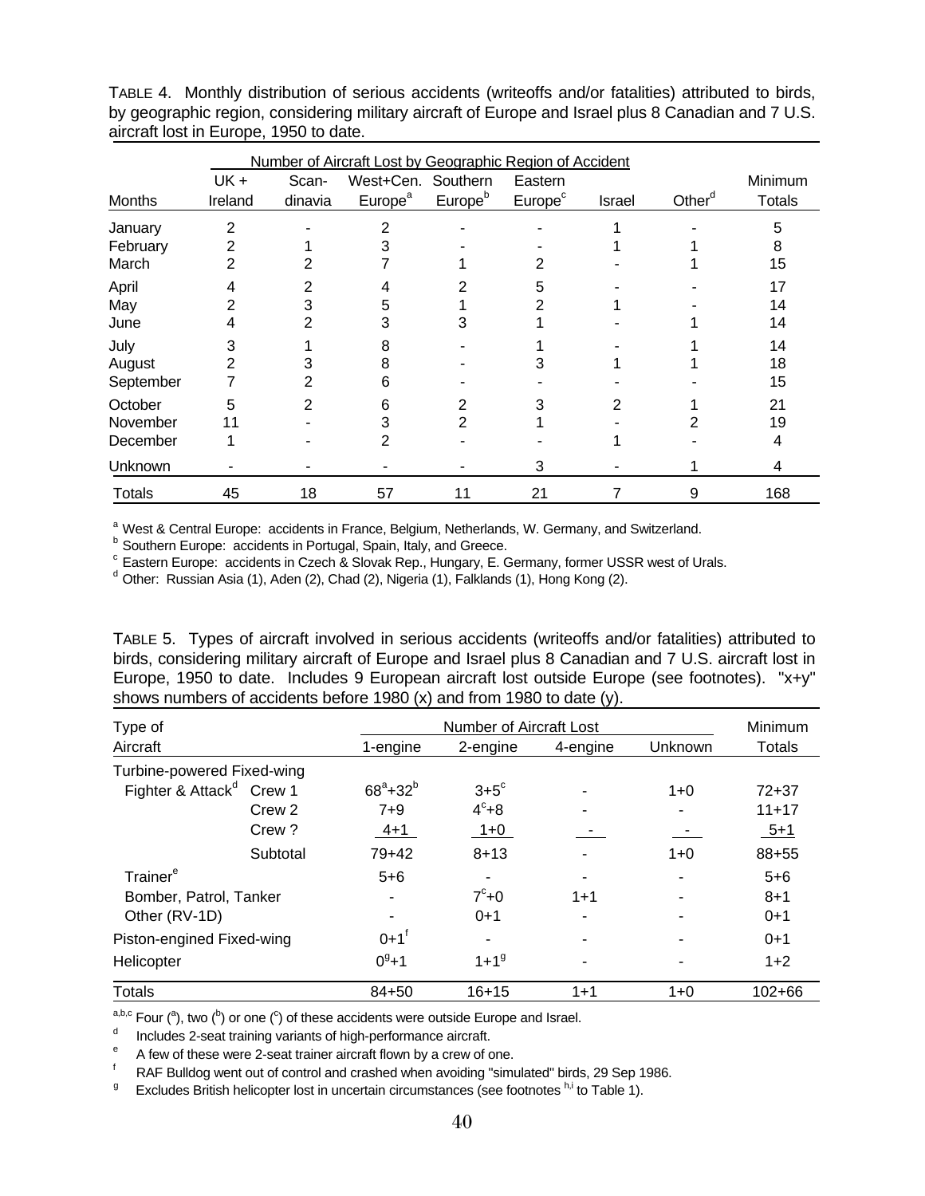TABLE 4. Monthly distribution of serious accidents (writeoffs and/or fatalities) attributed to birds, by geographic region, considering military aircraft of Europe and Israel plus 8 Canadian and 7 U.S. aircraft lost in Europe, 1950 to date.

| | Number of Aircraft Lost by Geographic Region of Accident | | | | | | | |
|---|---|---|---|---|---|---|---|---|
| Months | UK + Ireland | Scan-dinavia | West+Cen. Europe[a] | Southern Europe[b] | Eastern Europe[c] | Israel | Other[d] | Minimum Totals |
| January | 2 | - | 2 | - | - | 1 | - | 5 |
| February | 2 | 1 | 3 | - | - | 1 | 1 | 8 |
| March | 2 | 2 | 7 | 1 | 2 | - | 1 | 15 |
| April | 4 | 2 | 4 | 2 | 5 | - | - | 17 |
| May | 2 | 3 | 5 | 1 | 2 | 1 | - | 14 |
| June | 4 | 2 | 3 | 3 | 1 | - | 1 | 14 |
| July | 3 | 1 | 8 | - | 1 | - | 1 | 14 |
| August | 2 | 3 | 8 | - | 3 | 1 | 1 | 18 |
| September | 7 | 2 | 6 | - | - | - | - | 15 |
| October | 5 | 2 | 6 | 2 | 3 | 2 | 1 | 21 |
| November | 11 | - | 3 | 2 | 1 | - | 2 | 19 |
| December | 1 | - | 2 | - | - | 1 | - | 4 |
| Unknown | - | - | - | - | 3 | - | 1 | 4 |
| Totals | 45 | 18 | 57 | 11 | 21 | 7 | 9 | 168 |

[a] West & Central Europe: accidents in France, Belgium, Netherlands, W. Germany, and Switzerland.
[b] Southern Europe: accidents in Portugal, Spain, Italy, and Greece.
[c] Eastern Europe: accidents in Czech & Slovak Rep., Hungary, E. Germany, former USSR west of Urals.
[d] Other: Russian Asia (1), Aden (2), Chad (2), Nigeria (1), Falklands (1), Hong Kong (2).

TABLE 5. Types of aircraft involved in serious accidents (writeoffs and/or fatalities) attributed to birds, considering military aircraft of Europe and Israel plus 8 Canadian and 7 U.S. aircraft lost in Europe, 1950 to date. Includes 9 European aircraft lost outside Europe (see footnotes). "x+y" shows numbers of accidents before 1980 (x) and from 1980 to date (y).

| Type of Aircraft | | Number of Aircraft Lost: 1-engine | 2-engine | 4-engine | Unknown | Minimum Totals |
|---|---|---|---|---|---|---|
| Turbine-powered Fixed-wing | | | | | | |
| Fighter & Attack[d] | Crew 1 | 68[a]+32[b] | 3+5[c] | - | 1+0 | 72+37 |
| | Crew 2 | 7+9 | 4[c]+8 | - | - | 11+17 |
| | Crew ? | 4+1 | 1+0 | - | - | 5+1 |
| | Subtotal | 79+42 | 8+13 | - | 1+0 | 88+55 |
| Trainer[e] | | 5+6 | - | - | - | 5+6 |
| Bomber, Patrol, Tanker | | - | 7[c]+0 | 1+1 | - | 8+1 |
| Other (RV-1D) | | - | 0+1 | - | - | 0+1 |
| Piston-engined Fixed-wing | | 0+1[f] | - | - | - | 0+1 |
| Helicopter | | 0[g]+1 | 1+1[g] | - | - | 1+2 |
| Totals | | 84+50 | 16+15 | 1+1 | 1+0 | 102+66 |

[a,b,c] Four ([a]), two ([b]) or one ([c]) of these accidents were outside Europe and Israel.
[d] Includes 2-seat training variants of high-performance aircraft.
[e] A few of these were 2-seat trainer aircraft flown by a crew of one.
[f] RAF Bulldog went out of control and crashed when avoiding "simulated" birds, 29 Sep 1986.
[g] Excludes British helicopter lost in uncertain circumstances (see footnotes [h,i] to Table 1).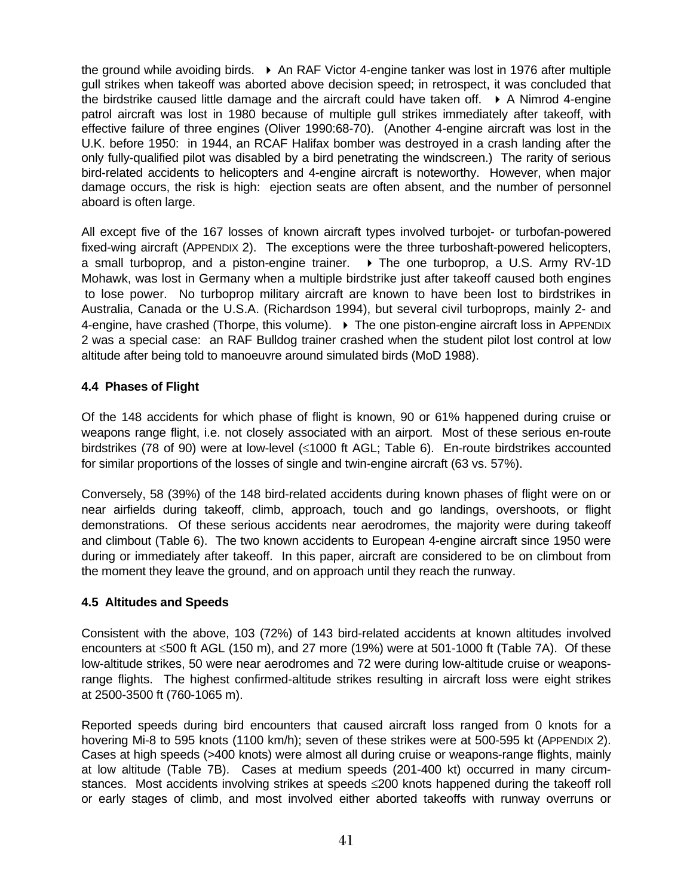the ground while avoiding birds. ▸ An RAF Victor 4-engine tanker was lost in 1976 after multiple gull strikes when takeoff was aborted above decision speed; in retrospect, it was concluded that the birdstrike caused little damage and the aircraft could have taken off. ▸ A Nimrod 4-engine patrol aircraft was lost in 1980 because of multiple gull strikes immediately after takeoff, with effective failure of three engines (Oliver 1990:68-70). (Another 4-engine aircraft was lost in the U.K. before 1950: in 1944, an RCAF Halifax bomber was destroyed in a crash landing after the only fully-qualified pilot was disabled by a bird penetrating the windscreen.) The rarity of serious bird-related accidents to helicopters and 4-engine aircraft is noteworthy. However, when major damage occurs, the risk is high: ejection seats are often absent, and the number of personnel aboard is often large.

All except five of the 167 losses of known aircraft types involved turbojet- or turbofan-powered fixed-wing aircraft (APPENDIX 2). The exceptions were the three turboshaft-powered helicopters, a small turboprop, and a piston-engine trainer. ▸ The one turboprop, a U.S. Army RV-1D Mohawk, was lost in Germany when a multiple birdstrike just after takeoff caused both engines to lose power. No turboprop military aircraft are known to have been lost to birdstrikes in Australia, Canada or the U.S.A. (Richardson 1994), but several civil turboprops, mainly 2- and 4-engine, have crashed (Thorpe, this volume). ▸ The one piston-engine aircraft loss in APPENDIX 2 was a special case: an RAF Bulldog trainer crashed when the student pilot lost control at low altitude after being told to manoeuvre around simulated birds (MoD 1988).

### 4.4 Phases of Flight

Of the 148 accidents for which phase of flight is known, 90 or 61% happened during cruise or weapons range flight, i.e. not closely associated with an airport. Most of these serious en-route birdstrikes (78 of 90) were at low-level (≤1000 ft AGL; Table 6). En-route birdstrikes accounted for similar proportions of the losses of single and twin-engine aircraft (63 vs. 57%).

Conversely, 58 (39%) of the 148 bird-related accidents during known phases of flight were on or near airfields during takeoff, climb, approach, touch and go landings, overshoots, or flight demonstrations. Of these serious accidents near aerodromes, the majority were during takeoff and climbout (Table 6). The two known accidents to European 4-engine aircraft since 1950 were during or immediately after takeoff. In this paper, aircraft are considered to be on climbout from the moment they leave the ground, and on approach until they reach the runway.

### 4.5 Altitudes and Speeds

Consistent with the above, 103 (72%) of 143 bird-related accidents at known altitudes involved encounters at ≤500 ft AGL (150 m), and 27 more (19%) were at 501-1000 ft (Table 7A). Of these low-altitude strikes, 50 were near aerodromes and 72 were during low-altitude cruise or weapons-range flights. The highest confirmed-altitude strikes resulting in aircraft loss were eight strikes at 2500-3500 ft (760-1065 m).

Reported speeds during bird encounters that caused aircraft loss ranged from 0 knots for a hovering Mi-8 to 595 knots (1100 km/h); seven of these strikes were at 500-595 kt (APPENDIX 2). Cases at high speeds (>400 knots) were almost all during cruise or weapons-range flights, mainly at low altitude (Table 7B). Cases at medium speeds (201-400 kt) occurred in many circumstances. Most accidents involving strikes at speeds ≤200 knots happened during the takeoff roll or early stages of climb, and most involved either aborted takeoffs with runway overruns or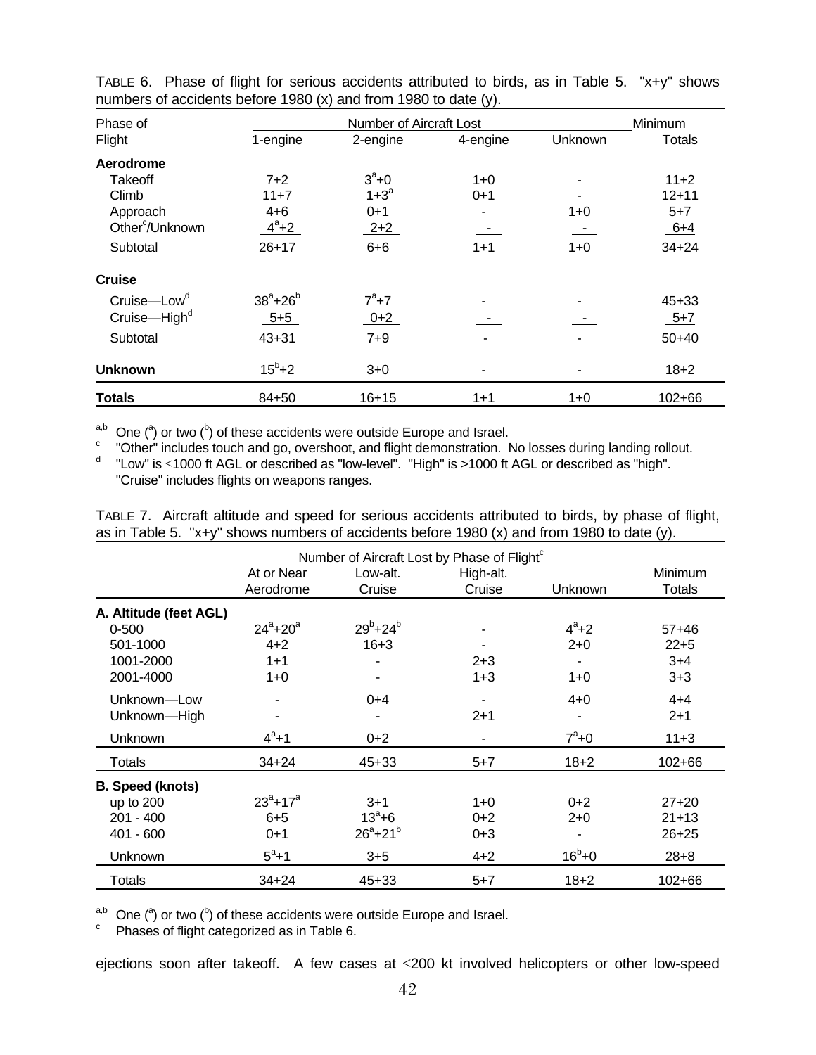TABLE 6. Phase of flight for serious accidents attributed to birds, as in Table 5. "x+y" shows numbers of accidents before 1980 (x) and from 1980 to date (y).

| Phase of Flight | Number of Aircraft Lost | | | | Minimum Totals |
|---|---|---|---|---|---|
| | 1-engine | 2-engine | 4-engine | Unknown | |
| **Aerodrome** | | | | | |
| Takeoff | 7+2 | 3[a]+0 | 1+0 | - | 11+2 |
| Climb | 11+7 | 1+3[a] | 0+1 | - | 12+11 |
| Approach | 4+6 | 0+1 | - | 1+0 | 5+7 |
| Other[c]/Unknown | 4[a]+2 | 2+2 | - | - | 6+4 |
| Subtotal | 26+17 | 6+6 | 1+1 | 1+0 | 34+24 |
| **Cruise** | | | | | |
| Cruise—Low[d] | 38[a]+26[b] | 7[a]+7 | - | - | 45+33 |
| Cruise—High[d] | 5+5 | 0+2 | - | - | 5+7 |
| Subtotal | 43+31 | 7+9 | - | - | 50+40 |
| **Unknown** | 15[b]+2 | 3+0 | - | - | 18+2 |
| **Totals** | 84+50 | 16+15 | 1+1 | 1+0 | 102+66 |

[a,b] One ([a]) or two ([b]) of these accidents were outside Europe and Israel.
[c] "Other" includes touch and go, overshoot, and flight demonstration. No losses during landing rollout.
[d] "Low" is ≤1000 ft AGL or described as "low-level". "High" is >1000 ft AGL or described as "high". "Cruise" includes flights on weapons ranges.

TABLE 7. Aircraft altitude and speed for serious accidents attributed to birds, by phase of flight, as in Table 5. "x+y" shows numbers of accidents before 1980 (x) and from 1980 to date (y).

| | Number of Aircraft Lost by Phase of Flight[c] | | | | Minimum Totals |
|---|---|---|---|---|---|
| | At or Near Aerodrome | Low-alt. Cruise | High-alt. Cruise | Unknown | |
| **A. Altitude (feet AGL)** | | | | | |
| 0-500 | 24[a]+20[a] | 29[b]+24[b] | - | 4[a]+2 | 57+46 |
| 501-1000 | 4+2 | 16+3 | - | 2+0 | 22+5 |
| 1001-2000 | 1+1 | - | 2+3 | - | 3+4 |
| 2001-4000 | 1+0 | - | 1+3 | 1+0 | 3+3 |
| Unknown—Low | - | 0+4 | - | 4+0 | 4+4 |
| Unknown—High | - | - | 2+1 | - | 2+1 |
| Unknown | 4[a]+1 | 0+2 | - | 7[a]+0 | 11+3 |
| Totals | 34+24 | 45+33 | 5+7 | 18+2 | 102+66 |
| **B. Speed (knots)** | | | | | |
| up to 200 | 23[a]+17[a] | 3+1 | 1+0 | 0+2 | 27+20 |
| 201 - 400 | 6+5 | 13[a]+6 | 0+2 | 2+0 | 21+13 |
| 401 - 600 | 0+1 | 26[a]+21[b] | 0+3 | - | 26+25 |
| Unknown | 5[a]+1 | 3+5 | 4+2 | 16[b]+0 | 28+8 |
| Totals | 34+24 | 45+33 | 5+7 | 18+2 | 102+66 |

[a,b] One ([a]) or two ([b]) of these accidents were outside Europe and Israel.
[c] Phases of flight categorized as in Table 6.

ejections soon after takeoff. A few cases at ≤200 kt involved helicopters or other low-speed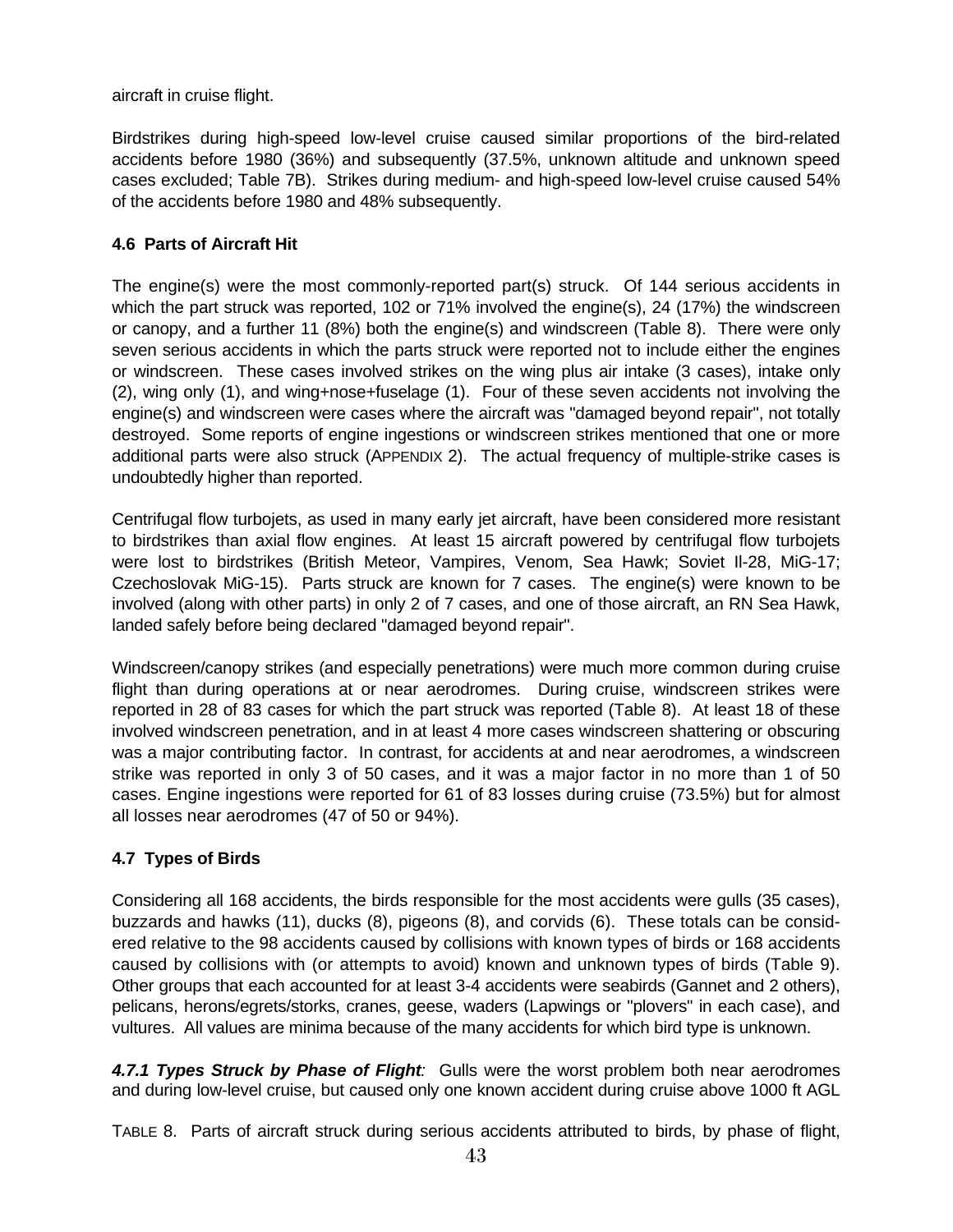aircraft in cruise flight.

Birdstrikes during high-speed low-level cruise caused similar proportions of the bird-related accidents before 1980 (36%) and subsequently (37.5%, unknown altitude and unknown speed cases excluded; Table 7B). Strikes during medium- and high-speed low-level cruise caused 54% of the accidents before 1980 and 48% subsequently.

### 4.6 Parts of Aircraft Hit

The engine(s) were the most commonly-reported part(s) struck. Of 144 serious accidents in which the part struck was reported, 102 or 71% involved the engine(s), 24 (17%) the windscreen or canopy, and a further 11 (8%) both the engine(s) and windscreen (Table 8). There were only seven serious accidents in which the parts struck were reported not to include either the engines or windscreen. These cases involved strikes on the wing plus air intake (3 cases), intake only (2), wing only (1), and wing+nose+fuselage (1). Four of these seven accidents not involving the engine(s) and windscreen were cases where the aircraft was "damaged beyond repair", not totally destroyed. Some reports of engine ingestions or windscreen strikes mentioned that one or more additional parts were also struck (APPENDIX 2). The actual frequency of multiple-strike cases is undoubtedly higher than reported.

Centrifugal flow turbojets, as used in many early jet aircraft, have been considered more resistant to birdstrikes than axial flow engines. At least 15 aircraft powered by centrifugal flow turbojets were lost to birdstrikes (British Meteor, Vampires, Venom, Sea Hawk; Soviet Il-28, MiG-17; Czechoslovak MiG-15). Parts struck are known for 7 cases. The engine(s) were known to be involved (along with other parts) in only 2 of 7 cases, and one of those aircraft, an RN Sea Hawk, landed safely before being declared "damaged beyond repair".

Windscreen/canopy strikes (and especially penetrations) were much more common during cruise flight than during operations at or near aerodromes. During cruise, windscreen strikes were reported in 28 of 83 cases for which the part struck was reported (Table 8). At least 18 of these involved windscreen penetration, and in at least 4 more cases windscreen shattering or obscuring was a major contributing factor. In contrast, for accidents at and near aerodromes, a windscreen strike was reported in only 3 of 50 cases, and it was a major factor in no more than 1 of 50 cases. Engine ingestions were reported for 61 of 83 losses during cruise (73.5%) but for almost all losses near aerodromes (47 of 50 or 94%).

### 4.7 Types of Birds

Considering all 168 accidents, the birds responsible for the most accidents were gulls (35 cases), buzzards and hawks (11), ducks (8), pigeons (8), and corvids (6). These totals can be considered relative to the 98 accidents caused by collisions with known types of birds or 168 accidents caused by collisions with (or attempts to avoid) known and unknown types of birds (Table 9). Other groups that each accounted for at least 3-4 accidents were seabirds (Gannet and 2 others), pelicans, herons/egrets/storks, cranes, geese, waders (Lapwings or "plovers" in each case), and vultures. All values are minima because of the many accidents for which bird type is unknown.

***4.7.1 Types Struck by Phase of Flight**:* Gulls were the worst problem both near aerodromes and during low-level cruise, but caused only one known accident during cruise above 1000 ft AGL

TABLE 8. Parts of aircraft struck during serious accidents attributed to birds, by phase of flight,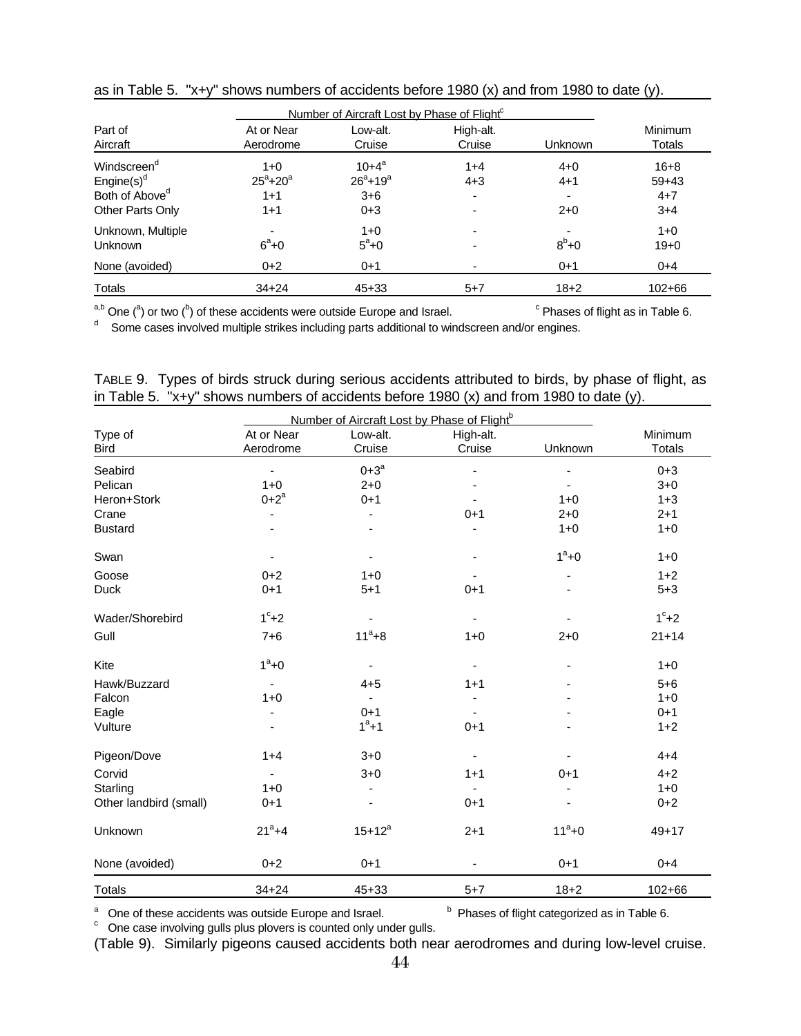as in Table 5. "x+y" shows numbers of accidents before 1980 (x) and from 1980 to date (y).

| Part of Aircraft | At or Near Aerodrome | Low-alt. Cruise | High-alt. Cruise | Unknown | Minimum Totals |
|---|---|---|---|---|---|
| | Number of Aircraft Lost by Phase of Flight[c] | | | | |
| Windscreen[d] | 1+0 | 10+4[a] | 1+4 | 4+0 | 16+8 |
| Engine(s)[d] | 25[a]+20[a] | 26[a]+19[a] | 4+3 | 4+1 | 59+43 |
| Both of Above[d] | 1+1 | 3+6 | - | - | 4+7 |
| Other Parts Only | 1+1 | 0+3 | - | 2+0 | 3+4 |
| Unknown, Multiple | - | 1+0 | - | - | 1+0 |
| Unknown | 6[a]+0 | 5[a]+0 | - | 8[b]+0 | 19+0 |
| None (avoided) | 0+2 | 0+1 | - | 0+1 | 0+4 |
| Totals | 34+24 | 45+33 | 5+7 | 18+2 | 102+66 |

[a,b] One ([a]) or two ([b]) of these accidents were outside Europe and Israel. [c] Phases of flight as in Table 6.
[d] Some cases involved multiple strikes including parts additional to windscreen and/or engines.

TABLE 9. Types of birds struck during serious accidents attributed to birds, by phase of flight, as in Table 5. "x+y" shows numbers of accidents before 1980 (x) and from 1980 to date (y).

| Type of Bird | At or Near Aerodrome | Low-alt. Cruise | High-alt. Cruise | Unknown | Minimum Totals |
|---|---|---|---|---|---|
| | Number of Aircraft Lost by Phase of Flight[b] | | | | |
| Seabird | - | 0+3[a] | - | - | 0+3 |
| Pelican | 1+0 | 2+0 | - | - | 3+0 |
| Heron+Stork | 0+2[a] | 0+1 | - | 1+0 | 1+3 |
| Crane | - | - | 0+1 | 2+0 | 2+1 |
| Bustard | - | - | - | 1+0 | 1+0 |
| Swan | - | - | - | 1[a]+0 | 1+0 |
| Goose | 0+2 | 1+0 | - | - | 1+2 |
| Duck | 0+1 | 5+1 | 0+1 | - | 5+3 |
| Wader/Shorebird | 1[c]+2 | - | - | - | 1[c]+2 |
| Gull | 7+6 | 11[a]+8 | 1+0 | 2+0 | 21+14 |
| Kite | 1[a]+0 | - | - | - | 1+0 |
| Hawk/Buzzard | - | 4+5 | 1+1 | - | 5+6 |
| Falcon | 1+0 | - | - | - | 1+0 |
| Eagle | - | 0+1 | - | - | 0+1 |
| Vulture | - | 1[a]+1 | 0+1 | - | 1+2 |
| Pigeon/Dove | 1+4 | 3+0 | - | - | 4+4 |
| Corvid | - | 3+0 | 1+1 | 0+1 | 4+2 |
| Starling | 1+0 | - | - | - | 1+0 |
| Other landbird (small) | 0+1 | - | 0+1 | - | 0+2 |
| Unknown | 21[a]+4 | 15+12[a] | 2+1 | 11[a]+0 | 49+17 |
| None (avoided) | 0+2 | 0+1 | - | 0+1 | 0+4 |
| Totals | 34+24 | 45+33 | 5+7 | 18+2 | 102+66 |

[a] One of these accidents was outside Europe and Israel. [b] Phases of flight categorized as in Table 6.
[c] One case involving gulls plus plovers is counted only under gulls.

(Table 9). Similarly pigeons caused accidents both near aerodromes and during low-level cruise.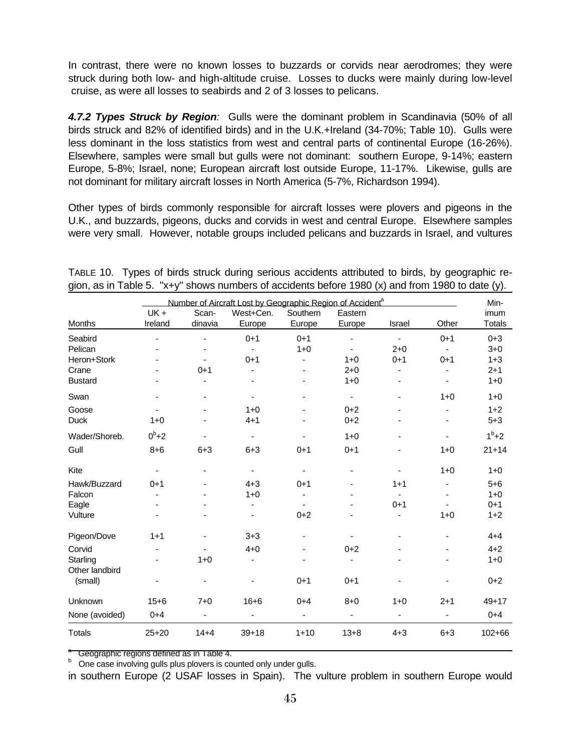In contrast, there were no known losses to buzzards or corvids near aerodromes; they were struck during both low- and high-altitude cruise. Losses to ducks were mainly during low-level cruise, as were all losses to seabirds and 2 of 3 losses to pelicans.

***4.7.2 Types Struck by Region**:* Gulls were the dominant problem in Scandinavia (50% of all birds struck and 82% of identified birds) and in the U.K.+Ireland (34-70%; Table 10). Gulls were less dominant in the loss statistics from west and central parts of continental Europe (16-26%). Elsewhere, samples were small but gulls were not dominant: southern Europe, 9-14%; eastern Europe, 5-8%; Israel, none; European aircraft lost outside Europe, 11-17%. Likewise, gulls are not dominant for military aircraft losses in North America (5-7%, Richardson 1994).

Other types of birds commonly responsible for aircraft losses were plovers and pigeons in the U.K., and buzzards, pigeons, ducks and corvids in west and central Europe. Elsewhere samples were very small. However, notable groups included pelicans and buzzards in Israel, and vultures in southern Europe (2 USAF losses in Spain). The vulture problem in southern Europe would

TABLE 10. Types of birds struck during serious accidents attributed to birds, by geographic region, as in Table 5. "x+y" shows numbers of accidents before 1980 (x) and from 1980 to date (y).

| | Number of Aircraft Lost by Geographic Region of Accident[a] | | | | | | | Minimum |
|---|---|---|---|---|---|---|---|---|
| Months | UK + Ireland | Scandinavia | West+Cen. Europe | Southern Europe | Eastern Europe | Israel | Other | Totals |
| Seabird | - | - | 0+1 | 0+1 | - | - | 0+1 | 0+3 |
| Pelican | - | - | - | 1+0 | - | 2+0 | - | 3+0 |
| Heron+Stork | - | - | 0+1 | - | 1+0 | 0+1 | 0+1 | 1+3 |
| Crane | - | 0+1 | - | - | 2+0 | - | - | 2+1 |
| Bustard | - | - | - | - | 1+0 | - | - | 1+0 |
| Swan | - | - | - | - | - | - | 1+0 | 1+0 |
| Goose | - | - | 1+0 | - | 0+2 | - | - | 1+2 |
| Duck | 1+0 | - | 4+1 | - | 0+2 | - | - | 5+3 |
| Wader/Shoreb. | 0[b]+2 | - | - | - | 1+0 | - | - | 1[b]+2 |
| Gull | 8+6 | 6+3 | 6+3 | 0+1 | 0+1 | - | 1+0 | 21+14 |
| Kite | - | - | - | - | - | - | 1+0 | 1+0 |
| Hawk/Buzzard | 0+1 | - | 4+3 | 0+1 | - | 1+1 | - | 5+6 |
| Falcon | - | - | 1+0 | - | - | - | - | 1+0 |
| Eagle | - | - | - | - | - | 0+1 | - | 0+1 |
| Vulture | - | - | - | 0+2 | - | - | 1+0 | 1+2 |
| Pigeon/Dove | 1+1 | - | 3+3 | - | - | - | - | 4+4 |
| Corvid | - | - | 4+0 | - | 0+2 | - | - | 4+2 |
| Starling | - | 1+0 | - | - | - | - | - | 1+0 |
| Other landbird (small) | - | - | - | 0+1 | 0+1 | - | - | 0+2 |
| Unknown | 15+6 | 7+0 | 16+6 | 0+4 | 8+0 | 1+0 | 2+1 | 49+17 |
| None (avoided) | 0+4 | - | - | - | - | - | - | 0+4 |
| Totals | 25+20 | 14+4 | 39+18 | 1+10 | 13+8 | 4+3 | 6+3 | 102+66 |

[a] Geographic regions defined as in Table 4.

[b] One case involving gulls plus plovers is counted only under gulls.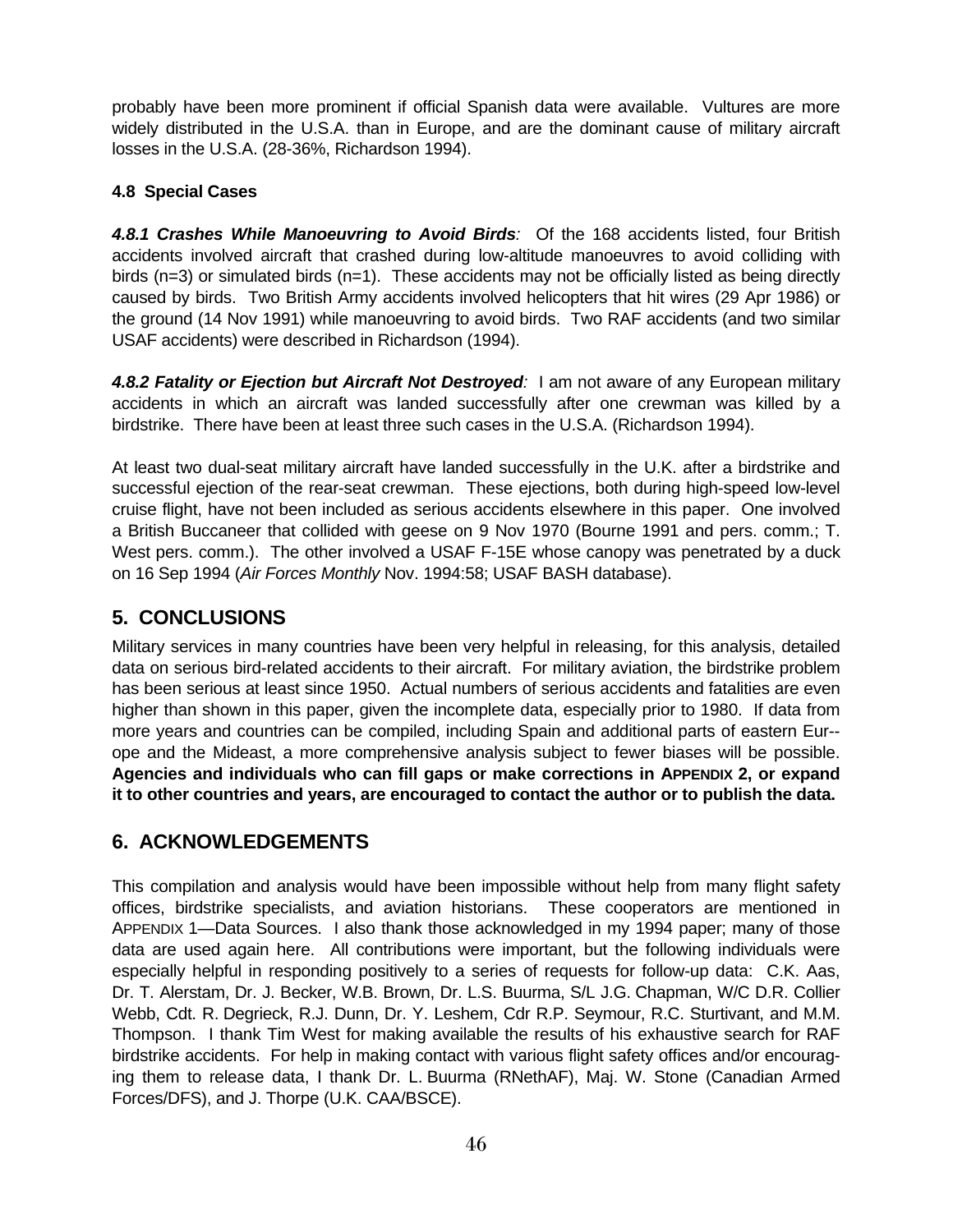probably have been more prominent if official Spanish data were available. Vultures are more widely distributed in the U.S.A. than in Europe, and are the dominant cause of military aircraft losses in the U.S.A. (28-36%, Richardson 1994).

### 4.8 Special Cases

***4.8.1 Crashes While Manoeuvring to Avoid Birds**:* Of the 168 accidents listed, four British accidents involved aircraft that crashed during low-altitude manoeuvres to avoid colliding with birds (n=3) or simulated birds (n=1). These accidents may not be officially listed as being directly caused by birds. Two British Army accidents involved helicopters that hit wires (29 Apr 1986) or the ground (14 Nov 1991) while manoeuvring to avoid birds. Two RAF accidents (and two similar USAF accidents) were described in Richardson (1994).

***4.8.2 Fatality or Ejection but Aircraft Not Destroyed**:* I am not aware of any European military accidents in which an aircraft was landed successfully after one crewman was killed by a birdstrike. There have been at least three such cases in the U.S.A. (Richardson 1994).

At least two dual-seat military aircraft have landed successfully in the U.K. after a birdstrike and successful ejection of the rear-seat crewman. These ejections, both during high-speed low-level cruise flight, have not been included as serious accidents elsewhere in this paper. One involved a British Buccaneer that collided with geese on 9 Nov 1970 (Bourne 1991 and pers. comm.; T. West pers. comm.). The other involved a USAF F-15E whose canopy was penetrated by a duck on 16 Sep 1994 (*Air Forces Monthly* Nov. 1994:58; USAF BASH database).

## 5. CONCLUSIONS

Military services in many countries have been very helpful in releasing, for this analysis, detailed data on serious bird-related accidents to their aircraft. For military aviation, the birdstrike problem has been serious at least since 1950. Actual numbers of serious accidents and fatalities are even higher than shown in this paper, given the incomplete data, especially prior to 1980. If data from more years and countries can be compiled, including Spain and additional parts of eastern Europe and the Mideast, a more comprehensive analysis subject to fewer biases will be possible. **Agencies and individuals who can fill gaps or make corrections in APPENDIX 2, or expand it to other countries and years, are encouraged to contact the author or to publish the data.**

## 6. ACKNOWLEDGEMENTS

This compilation and analysis would have been impossible without help from many flight safety offices, birdstrike specialists, and aviation historians. These cooperators are mentioned in APPENDIX 1—Data Sources. I also thank those acknowledged in my 1994 paper; many of those data are used again here. All contributions were important, but the following individuals were especially helpful in responding positively to a series of requests for follow-up data: C.K. Aas, Dr. T. Alerstam, Dr. J. Becker, W.B. Brown, Dr. L.S. Buurma, S/L J.G. Chapman, W/C D.R. Collier Webb, Cdt. R. Degrieck, R.J. Dunn, Dr. Y. Leshem, Cdr R.P. Seymour, R.C. Sturtivant, and M.M. Thompson. I thank Tim West for making available the results of his exhaustive search for RAF birdstrike accidents. For help in making contact with various flight safety offices and/or encouraging them to release data, I thank Dr. L. Buurma (RNethAF), Maj. W. Stone (Canadian Armed Forces/DFS), and J. Thorpe (U.K. CAA/BSCE).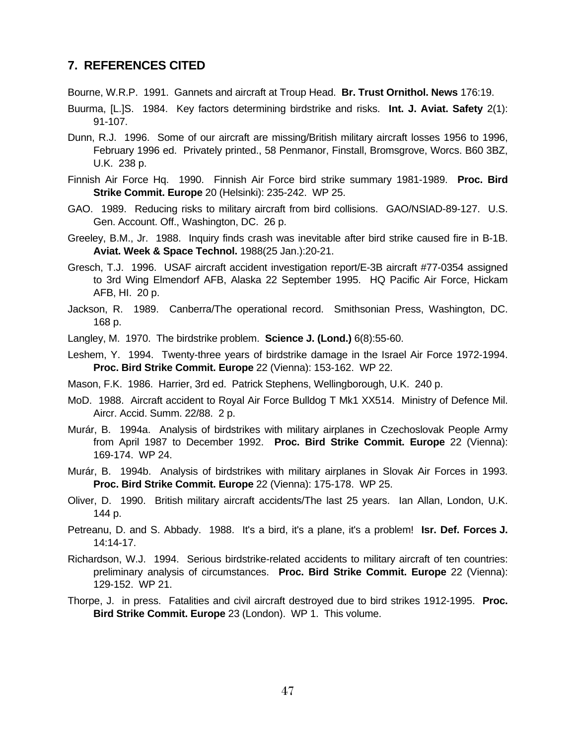## 7. REFERENCES CITED

Bourne, W.R.P. 1991. Gannets and aircraft at Troup Head. **Br. Trust Ornithol. News** 176:19.

Buurma, [L.]S. 1984. Key factors determining birdstrike and risks. **Int. J. Aviat. Safety** 2(1): 91-107.

Dunn, R.J. 1996. Some of our aircraft are missing/British military aircraft losses 1956 to 1996, February 1996 ed. Privately printed., 58 Penmanor, Finstall, Bromsgrove, Worcs. B60 3BZ, U.K. 238 p.

Finnish Air Force Hq. 1990. Finnish Air Force bird strike summary 1981-1989. **Proc. Bird Strike Commit. Europe** 20 (Helsinki): 235-242. WP 25.

GAO. 1989. Reducing risks to military aircraft from bird collisions. GAO/NSIAD-89-127. U.S. Gen. Account. Off., Washington, DC. 26 p.

Greeley, B.M., Jr. 1988. Inquiry finds crash was inevitable after bird strike caused fire in B-1B. **Aviat. Week & Space Technol.** 1988(25 Jan.):20-21.

Gresch, T.J. 1996. USAF aircraft accident investigation report/E-3B aircraft #77-0354 assigned to 3rd Wing Elmendorf AFB, Alaska 22 September 1995. HQ Pacific Air Force, Hickam AFB, HI. 20 p.

Jackson, R. 1989. Canberra/The operational record. Smithsonian Press, Washington, DC. 168 p.

Langley, M. 1970. The birdstrike problem. **Science J. (Lond.)** 6(8):55-60.

Leshem, Y. 1994. Twenty-three years of birdstrike damage in the Israel Air Force 1972-1994. **Proc. Bird Strike Commit. Europe** 22 (Vienna): 153-162. WP 22.

Mason, F.K. 1986. Harrier, 3rd ed. Patrick Stephens, Wellingborough, U.K. 240 p.

MoD. 1988. Aircraft accident to Royal Air Force Bulldog T Mk1 XX514. Ministry of Defence Mil. Aircr. Accid. Summ. 22/88. 2 p.

Murár, B. 1994a. Analysis of birdstrikes with military airplanes in Czechoslovak People Army from April 1987 to December 1992. **Proc. Bird Strike Commit. Europe** 22 (Vienna): 169-174. WP 24.

Murár, B. 1994b. Analysis of birdstrikes with military airplanes in Slovak Air Forces in 1993. **Proc. Bird Strike Commit. Europe** 22 (Vienna): 175-178. WP 25.

Oliver, D. 1990. British military aircraft accidents/The last 25 years. Ian Allan, London, U.K. 144 p.

Petreanu, D. and S. Abbady. 1988. It's a bird, it's a plane, it's a problem! **Isr. Def. Forces J.** 14:14-17.

Richardson, W.J. 1994. Serious birdstrike-related accidents to military aircraft of ten countries: preliminary analysis of circumstances. **Proc. Bird Strike Commit. Europe** 22 (Vienna): 129-152. WP 21.

Thorpe, J. in press. Fatalities and civil aircraft destroyed due to bird strikes 1912-1995. **Proc. Bird Strike Commit. Europe** 23 (London). WP 1. This volume.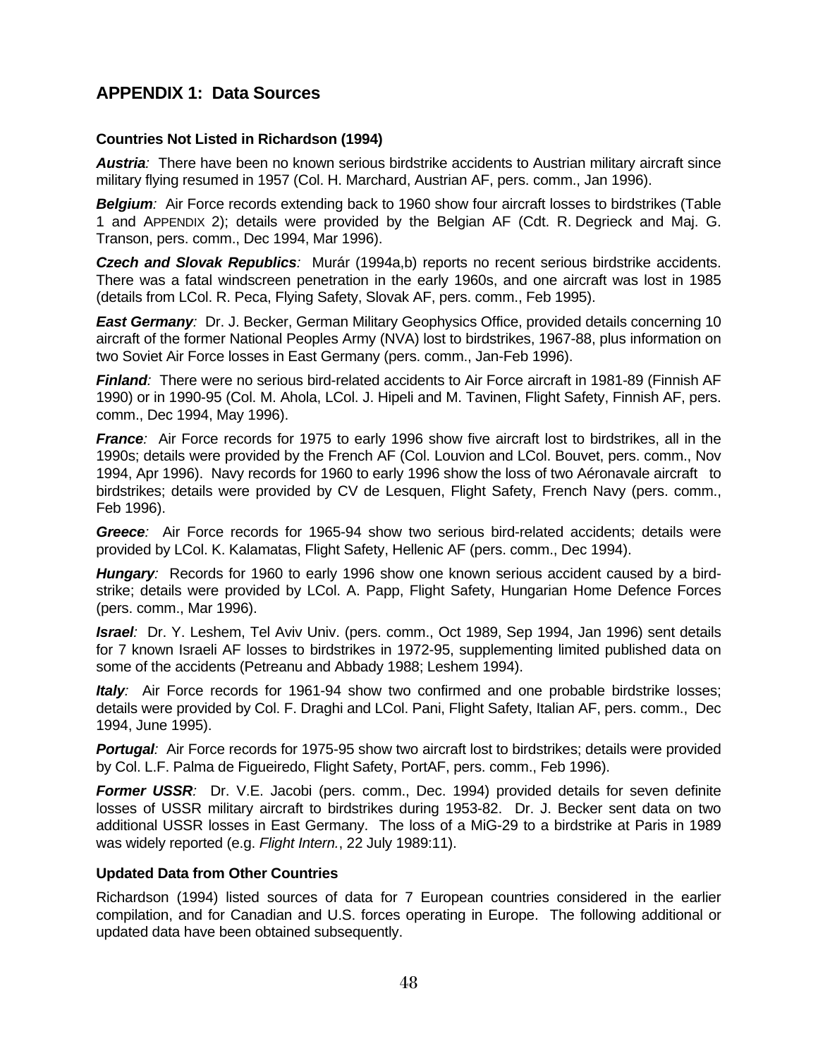## APPENDIX 1: Data Sources

### Countries Not Listed in Richardson (1994)

***Austria****:* There have been no known serious birdstrike accidents to Austrian military aircraft since military flying resumed in 1957 (Col. H. Marchard, Austrian AF, pers. comm., Jan 1996).

***Belgium****:* Air Force records extending back to 1960 show four aircraft losses to birdstrikes (Table 1 and APPENDIX 2); details were provided by the Belgian AF (Cdt. R. Degrieck and Maj. G. Transon, pers. comm., Dec 1994, Mar 1996).

***Czech and Slovak Republics****:* Murár (1994a,b) reports no recent serious birdstrike accidents. There was a fatal windscreen penetration in the early 1960s, and one aircraft was lost in 1985 (details from LCol. R. Peca, Flying Safety, Slovak AF, pers. comm., Feb 1995).

***East Germany****:* Dr. J. Becker, German Military Geophysics Office, provided details concerning 10 aircraft of the former National Peoples Army (NVA) lost to birdstrikes, 1967-88, plus information on two Soviet Air Force losses in East Germany (pers. comm., Jan-Feb 1996).

***Finland****:* There were no serious bird-related accidents to Air Force aircraft in 1981-89 (Finnish AF 1990) or in 1990-95 (Col. M. Ahola, LCol. J. Hipeli and M. Tavinen, Flight Safety, Finnish AF, pers. comm., Dec 1994, May 1996).

***France****:* Air Force records for 1975 to early 1996 show five aircraft lost to birdstrikes, all in the 1990s; details were provided by the French AF (Col. Louvion and LCol. Bouvet, pers. comm., Nov 1994, Apr 1996). Navy records for 1960 to early 1996 show the loss of two Aéronavale aircraft to birdstrikes; details were provided by CV de Lesquen, Flight Safety, French Navy (pers. comm., Feb 1996).

***Greece****:* Air Force records for 1965-94 show two serious bird-related accidents; details were provided by LCol. K. Kalamatas, Flight Safety, Hellenic AF (pers. comm., Dec 1994).

***Hungary****:* Records for 1960 to early 1996 show one known serious accident caused by a birdstrike; details were provided by LCol. A. Papp, Flight Safety, Hungarian Home Defence Forces (pers. comm., Mar 1996).

***Israel****:* Dr. Y. Leshem, Tel Aviv Univ. (pers. comm., Oct 1989, Sep 1994, Jan 1996) sent details for 7 known Israeli AF losses to birdstrikes in 1972-95, supplementing limited published data on some of the accidents (Petreanu and Abbady 1988; Leshem 1994).

***Italy****:* Air Force records for 1961-94 show two confirmed and one probable birdstrike losses; details were provided by Col. F. Draghi and LCol. Pani, Flight Safety, Italian AF, pers. comm., Dec 1994, June 1995).

***Portugal****:* Air Force records for 1975-95 show two aircraft lost to birdstrikes; details were provided by Col. L.F. Palma de Figueiredo, Flight Safety, PortAF, pers. comm., Feb 1996).

***Former USSR****:* Dr. V.E. Jacobi (pers. comm., Dec. 1994) provided details for seven definite losses of USSR military aircraft to birdstrikes during 1953-82. Dr. J. Becker sent data on two additional USSR losses in East Germany. The loss of a MiG-29 to a birdstrike at Paris in 1989 was widely reported (e.g. *Flight Intern.*, 22 July 1989:11).

### Updated Data from Other Countries

Richardson (1994) listed sources of data for 7 European countries considered in the earlier compilation, and for Canadian and U.S. forces operating in Europe. The following additional or updated data have been obtained subsequently.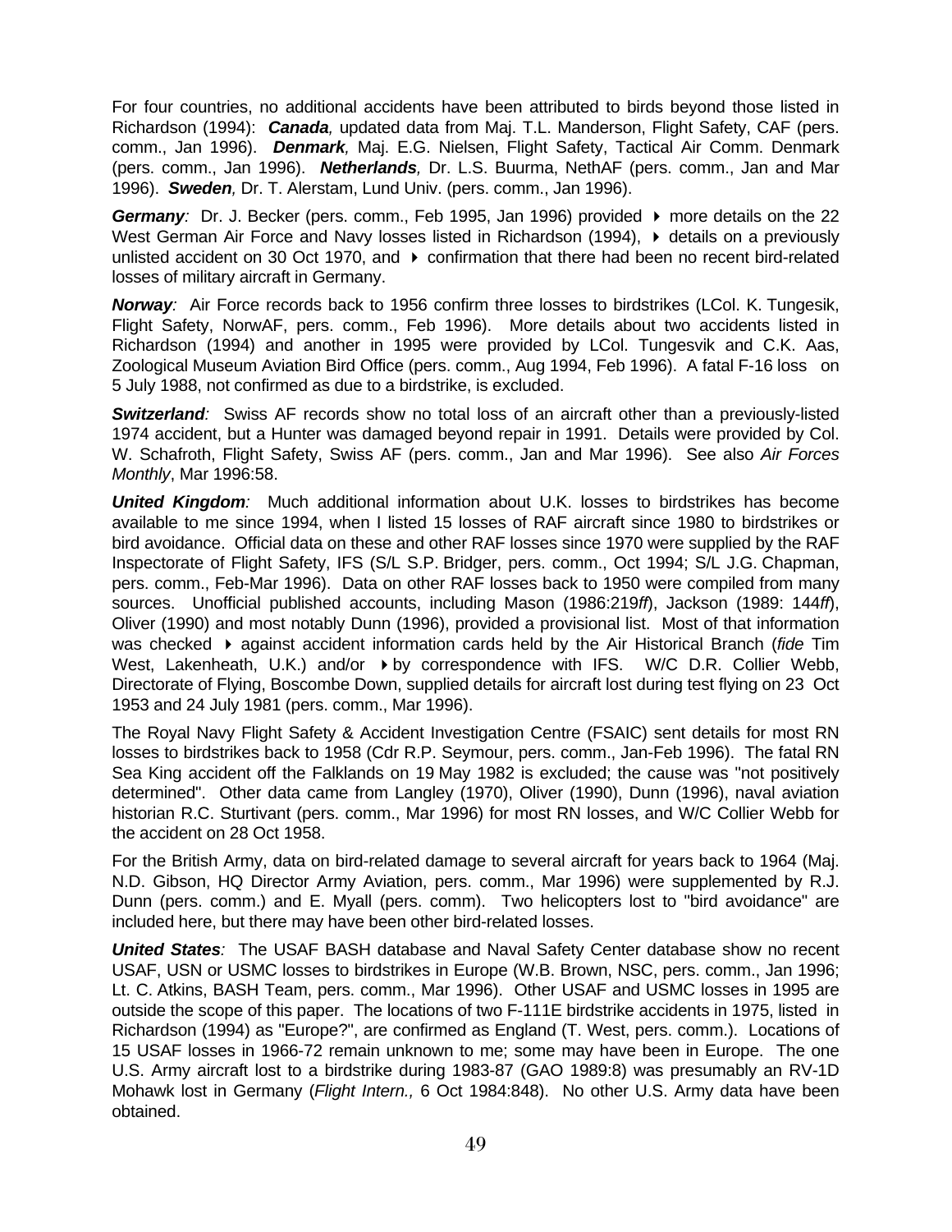For four countries, no additional accidents have been attributed to birds beyond those listed in Richardson (1994): ***Canada,*** updated data from Maj. T.L. Manderson, Flight Safety, CAF (pers. comm., Jan 1996). ***Denmark,*** Maj. E.G. Nielsen, Flight Safety, Tactical Air Comm. Denmark (pers. comm., Jan 1996). ***Netherlands,*** Dr. L.S. Buurma, NethAF (pers. comm., Jan and Mar 1996). ***Sweden,*** Dr. T. Alerstam, Lund Univ. (pers. comm., Jan 1996).

***Germany**:* Dr. J. Becker (pers. comm., Feb 1995, Jan 1996) provided ▸ more details on the 22 West German Air Force and Navy losses listed in Richardson (1994), ▸ details on a previously unlisted accident on 30 Oct 1970, and ▸ confirmation that there had been no recent bird-related losses of military aircraft in Germany.

***Norway**:* Air Force records back to 1956 confirm three losses to birdstrikes (LCol. K. Tungesik, Flight Safety, NorwAF, pers. comm., Feb 1996). More details about two accidents listed in Richardson (1994) and another in 1995 were provided by LCol. Tungesvik and C.K. Aas, Zoological Museum Aviation Bird Office (pers. comm., Aug 1994, Feb 1996). A fatal F-16 loss on 5 July 1988, not confirmed as due to a birdstrike, is excluded.

***Switzerland**:* Swiss AF records show no total loss of an aircraft other than a previously-listed 1974 accident, but a Hunter was damaged beyond repair in 1991. Details were provided by Col. W. Schafroth, Flight Safety, Swiss AF (pers. comm., Jan and Mar 1996). See also *Air Forces Monthly*, Mar 1996:58.

***United Kingdom**:* Much additional information about U.K. losses to birdstrikes has become available to me since 1994, when I listed 15 losses of RAF aircraft since 1980 to birdstrikes or bird avoidance. Official data on these and other RAF losses since 1970 were supplied by the RAF Inspectorate of Flight Safety, IFS (S/L S.P. Bridger, pers. comm., Oct 1994; S/L J.G. Chapman, pers. comm., Feb-Mar 1996). Data on other RAF losses back to 1950 were compiled from many sources. Unofficial published accounts, including Mason (1986:219*ff*), Jackson (1989: 144*ff*), Oliver (1990) and most notably Dunn (1996), provided a provisional list. Most of that information was checked ▸ against accident information cards held by the Air Historical Branch (*fide* Tim West, Lakenheath, U.K.) and/or ▸ by correspondence with IFS. W/C D.R. Collier Webb, Directorate of Flying, Boscombe Down, supplied details for aircraft lost during test flying on 23 Oct 1953 and 24 July 1981 (pers. comm., Mar 1996).

The Royal Navy Flight Safety & Accident Investigation Centre (FSAIC) sent details for most RN losses to birdstrikes back to 1958 (Cdr R.P. Seymour, pers. comm., Jan-Feb 1996). The fatal RN Sea King accident off the Falklands on 19 May 1982 is excluded; the cause was "not positively determined". Other data came from Langley (1970), Oliver (1990), Dunn (1996), naval aviation historian R.C. Sturtivant (pers. comm., Mar 1996) for most RN losses, and W/C Collier Webb for the accident on 28 Oct 1958.

For the British Army, data on bird-related damage to several aircraft for years back to 1964 (Maj. N.D. Gibson, HQ Director Army Aviation, pers. comm., Mar 1996) were supplemented by R.J. Dunn (pers. comm.) and E. Myall (pers. comm). Two helicopters lost to "bird avoidance" are included here, but there may have been other bird-related losses.

***United States**:* The USAF BASH database and Naval Safety Center database show no recent USAF, USN or USMC losses to birdstrikes in Europe (W.B. Brown, NSC, pers. comm., Jan 1996; Lt. C. Atkins, BASH Team, pers. comm., Mar 1996). Other USAF and USMC losses in 1995 are outside the scope of this paper. The locations of two F-111E birdstrike accidents in 1975, listed in Richardson (1994) as "Europe?", are confirmed as England (T. West, pers. comm.). Locations of 15 USAF losses in 1966-72 remain unknown to me; some may have been in Europe. The one U.S. Army aircraft lost to a birdstrike during 1983-87 (GAO 1989:8) was presumably an RV-1D Mohawk lost in Germany (*Flight Intern.,* 6 Oct 1984:848). No other U.S. Army data have been obtained.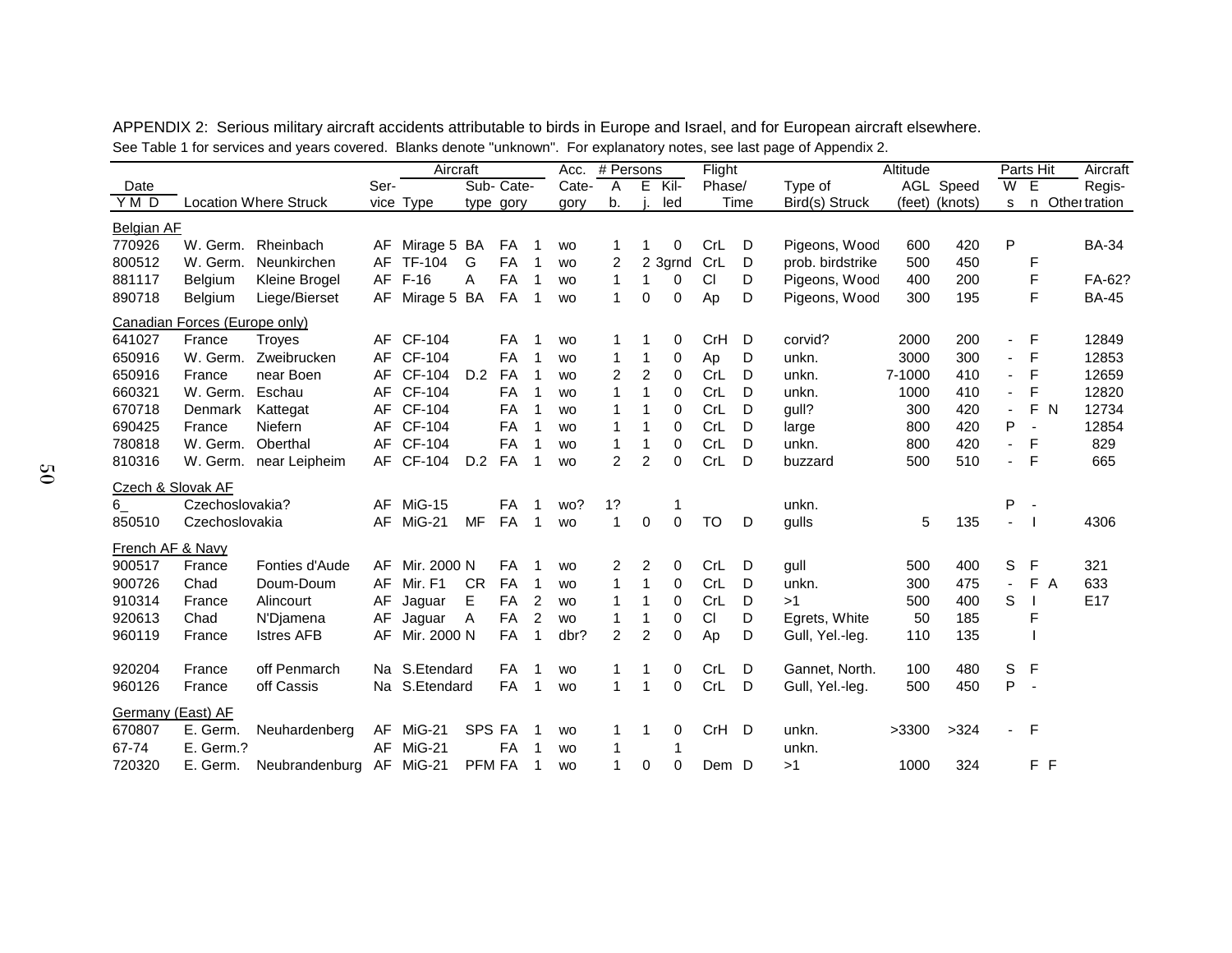APPENDIX 2: Serious military aircraft accidents attributable to birds in Europe and Israel, and for European aircraft elsewhere.

See Table 1 for services and years covered. Blanks denote "unknown". For explanatory notes, see last page of Appendix 2.

| Date | | | | Aircraft | | | | Acc. | # Persons | | | Flight | | | Altitude | | Parts Hit | | | Aircraft |
|---|---|---|---|---|---|---|---|---|---|---|---|---|---|---|---|---|---|---|---|---|
| Y M D | Location Where Struck | | Ser- vice | Type | Sub- type | Cate- gory | | Cate- gory | A b. | E j. | Kil- led | Phase/ | Time | Type of Bird(s) Struck | AGL (feet) | Speed (knots) | W s | E n | Other | Regis- tration |
| **Belgian AF** | | | | | | | | | | | | | | | | | | | | |
| 770926 | W. Germ. | Rheinbach | AF | Mirage 5 | BA | FA | 1 | wo | 1 | 1 | 0 | CrL | D | Pigeons, Wood | 600 | 420 | P | | | BA-34 |
| 800512 | W. Germ. | Neunkirchen | AF | TF-104 | G | FA | 1 | wo | 2 | 2 | 3grnd | CrL | D | prob. birdstrike | 500 | 450 | | F | | |
| 881117 | Belgium | Kleine Brogel | AF | F-16 | A | FA | 1 | wo | 1 | 1 | 0 | Cl | D | Pigeons, Wood | 400 | 200 | | F | | FA-62? |
| 890718 | Belgium | Liege/Bierset | AF | Mirage 5 | BA | FA | 1 | wo | 1 | 0 | 0 | Ap | D | Pigeons, Wood | 300 | 195 | | F | | BA-45 |
| **Canadian Forces (Europe only)** | | | | | | | | | | | | | | | | | | | | |
| 641027 | France | Troyes | AF | CF-104 | | FA | 1 | wo | 1 | 1 | 0 | CrH | D | corvid? | 2000 | 200 | - | F | | 12849 |
| 650916 | W. Germ. | Zweibrucken | AF | CF-104 | | FA | 1 | wo | 1 | 1 | 0 | Ap | D | unkn. | 3000 | 300 | - | F | | 12853 |
| 650916 | France | near Boen | AF | CF-104 | D.2 | FA | 1 | wo | 2 | 2 | 0 | CrL | D | unkn. | 7-1000 | 410 | - | F | | 12659 |
| 660321 | W. Germ. | Eschau | AF | CF-104 | | FA | 1 | wo | 1 | 1 | 0 | CrL | D | unkn. | 1000 | 410 | - | F | | 12820 |
| 670718 | Denmark | Kattegat | AF | CF-104 | | FA | 1 | wo | 1 | 1 | 0 | CrL | D | gull? | 300 | 420 | - | F | N | 12734 |
| 690425 | France | Niefern | AF | CF-104 | | FA | 1 | wo | 1 | 1 | 0 | CrL | D | large | 800 | 420 | P | - | | 12854 |
| 780818 | W. Germ. | Oberthal | AF | CF-104 | | FA | 1 | wo | 1 | 1 | 0 | CrL | D | unkn. | 800 | 420 | - | F | | 829 |
| 810316 | W. Germ. | near Leipheim | AF | CF-104 | D.2 | FA | 1 | wo | 2 | 2 | 0 | CrL | D | buzzard | 500 | 510 | - | F | | 665 |
| **Czech & Slovak AF** | | | | | | | | | | | | | | | | | | | | |
| 6_ | Czechoslovakia? | | AF | MiG-15 | | FA | 1 | wo? | 1? | | 1 | | | unkn. | | | P | - | | |
| 850510 | Czechoslovakia | | AF | MiG-21 | MF | FA | 1 | wo | 1 | 0 | 0 | TO | D | gulls | 5 | 135 | - | I | | 4306 |
| **French AF & Navy** | | | | | | | | | | | | | | | | | | | | |
| 900517 | France | Fonties d'Aude | AF | Mir. 2000 | N | FA | 1 | wo | 2 | 2 | 0 | CrL | D | gull | 500 | 400 | S | F | | 321 |
| 900726 | Chad | Doum-Doum | AF | Mir. F1 | CR | FA | 1 | wo | 1 | 1 | 0 | CrL | D | unkn. | 300 | 475 | - | F | A | 633 |
| 910314 | France | Alincourt | AF | Jaguar | E | FA | 2 | wo | 1 | 1 | 0 | CrL | D | >1 | 500 | 400 | S | I | | E17 |
| 920613 | Chad | N'Djamena | AF | Jaguar | A | FA | 2 | wo | 1 | 1 | 0 | Cl | D | Egrets, White | 50 | 185 | | F | | |
| 960119 | France | Istres AFB | AF | Mir. 2000 | N | FA | 1 | dbr? | 2 | 2 | 0 | Ap | D | Gull, Yel.-leg. | 110 | 135 | | I | | |
| 920204 | France | off Penmarch | Na | S.Etendard | | FA | 1 | wo | 1 | 1 | 0 | CrL | D | Gannet, North. | 100 | 480 | S | F | | |
| 960126 | France | off Cassis | Na | S.Etendard | | FA | 1 | wo | 1 | 1 | 0 | CrL | D | Gull, Yel.-leg. | 500 | 450 | P | - | | |
| **Germany (East) AF** | | | | | | | | | | | | | | | | | | | | |
| 670807 | E. Germ. | Neuhardenberg | AF | MiG-21 | SPS | FA | 1 | wo | 1 | 1 | 0 | CrH | D | unkn. | >3300 | >324 | - | F | | |
| 67-74 | E. Germ.? | | AF | MiG-21 | | FA | 1 | wo | 1 | | 1 | | | unkn. | | | | | | |
| 720320 | E. Germ. | Neubrandenburg | AF | MiG-21 | PFM | FA | 1 | wo | 1 | 0 | 0 | Dem | D | >1 | 1000 | 324 | | F | F | |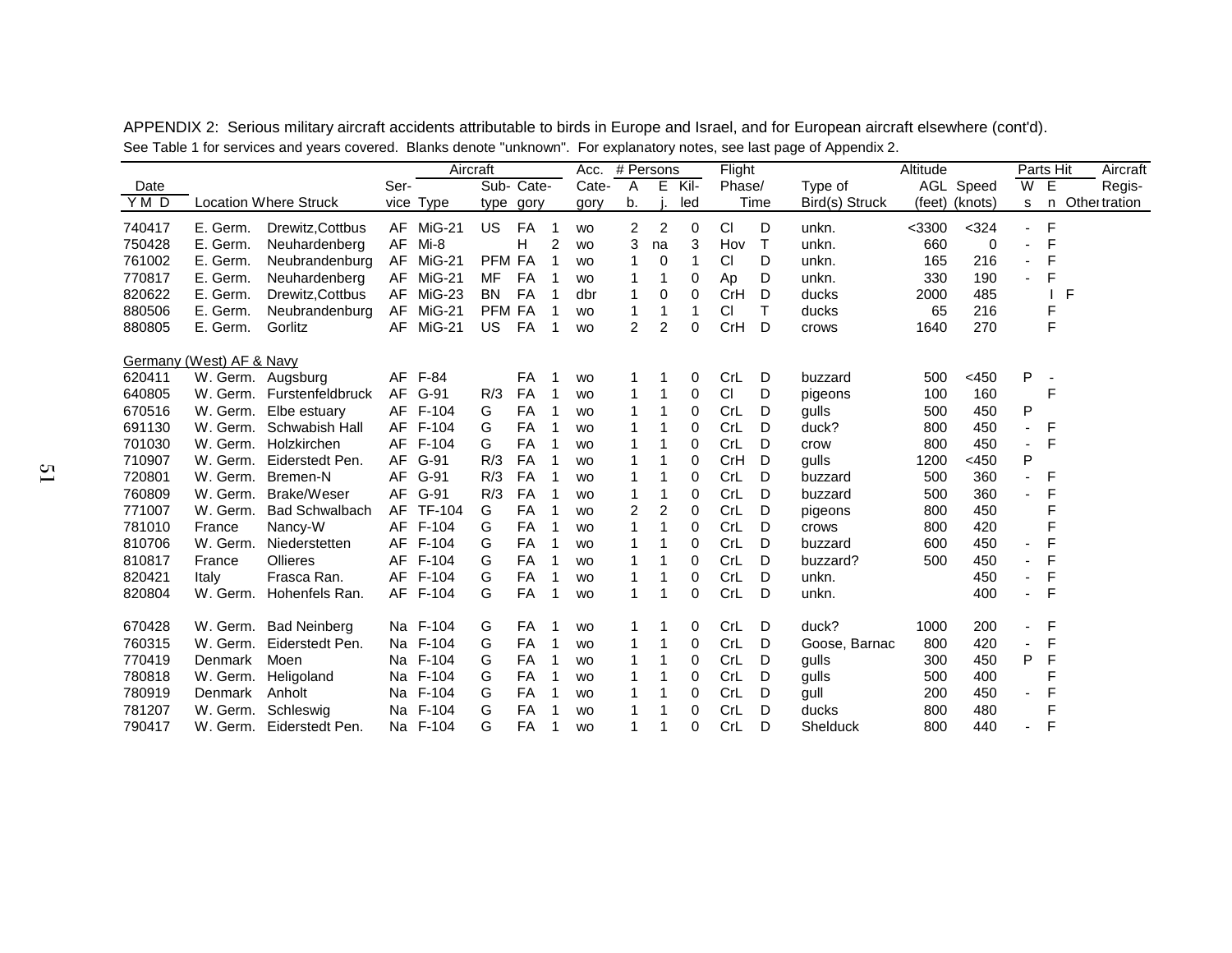APPENDIX 2: Serious military aircraft accidents attributable to birds in Europe and Israel, and for European aircraft elsewhere (cont'd).
See Table 1 for services and years covered. Blanks denote "unknown". For explanatory notes, see last page of Appendix 2.

| Date |  |  |  | Aircraft |  |  |  | Acc. | # Persons |  |  | Flight |  |  | Altitude |  | Parts Hit |  |  | Aircraft |
|---|---|---|---|---|---|---|---|---|---|---|---|---|---|---|---|---|---|---|---|---|
| Y M D | Location Where Struck |  | Ser-vice | Type | Sub-type | Cate-gory |  | Cate-gory | Ab. | Inj. | Kil-led | Phase/ | Time | Type of Bird(s) Struck | AGL (feet) | Speed (knots) | Ws | En | Other | Regis-tration |
| 740417 | E. Germ. | Drewitz,Cottbus | AF | MiG-21 | US | FA | 1 | wo | 2 | 2 | 0 | Cl | D | unkn. | <3300 | <324 | - | F |  |  |
| 750428 | E. Germ. | Neuhardenberg | AF | Mi-8 |  | H | 2 | wo | 3 | na | 3 | Hov | T | unkn. | 660 | 0 | - | F |  |  |
| 761002 | E. Germ. | Neubrandenburg | AF | MiG-21 | PFM | FA | 1 | wo | 1 | 0 | 1 | Cl | D | unkn. | 165 | 216 | - | F |  |  |
| 770817 | E. Germ. | Neuhardenberg | AF | MiG-21 | MF | FA | 1 | wo | 1 | 1 | 0 | Ap | D | unkn. | 330 | 190 | - | F |  |  |
| 820622 | E. Germ. | Drewitz,Cottbus | AF | MiG-23 | BN | FA | 1 | dbr | 1 | 0 | 0 | CrH | D | ducks | 2000 | 485 |  | I | F |  |
| 880506 | E. Germ. | Neubrandenburg | AF | MiG-21 | PFM | FA | 1 | wo | 1 | 1 | 1 | Cl | T | ducks | 65 | 216 |  | F |  |  |
| 880805 | E. Germ. | Gorlitz | AF | MiG-21 | US | FA | 1 | wo | 2 | 2 | 0 | CrH | D | crows | 1640 | 270 |  | F |  |  |
| Germany (West) AF & Navy |  |  |  |  |  |  |  |  |  |  |  |  |  |  |  |  |  |  |  |  |
| 620411 | W. Germ. | Augsburg | AF | F-84 |  | FA | 1 | wo | 1 | 1 | 0 | CrL | D | buzzard | 500 | <450 | P | - |  |  |
| 640805 | W. Germ. | Furstenfeldbruck | AF | G-91 | R/3 | FA | 1 | wo | 1 | 1 | 0 | Cl | D | pigeons | 100 | 160 |  | F |  |  |
| 670516 | W. Germ. | Elbe estuary | AF | F-104 | G | FA | 1 | wo | 1 | 1 | 0 | CrL | D | gulls | 500 | 450 | P |  |  |  |
| 691130 | W. Germ. | Schwabish Hall | AF | F-104 | G | FA | 1 | wo | 1 | 1 | 0 | CrL | D | duck? | 800 | 450 | - | F |  |  |
| 701030 | W. Germ. | Holzkirchen | AF | F-104 | G | FA | 1 | wo | 1 | 1 | 0 | CrL | D | crow | 800 | 450 | - | F |  |  |
| 710907 | W. Germ. | Eiderstedt Pen. | AF | G-91 | R/3 | FA | 1 | wo | 1 | 1 | 0 | CrH | D | gulls | 1200 | <450 | P |  |  |  |
| 720801 | W. Germ. | Bremen-N | AF | G-91 | R/3 | FA | 1 | wo | 1 | 1 | 0 | CrL | D | buzzard | 500 | 360 | - | F |  |  |
| 760809 | W. Germ. | Brake/Weser | AF | G-91 | R/3 | FA | 1 | wo | 1 | 1 | 0 | CrL | D | buzzard | 500 | 360 | - | F |  |  |
| 771007 | W. Germ. | Bad Schwalbach | AF | TF-104 | G | FA | 1 | wo | 2 | 2 | 0 | CrL | D | pigeons | 800 | 450 |  | F |  |  |
| 781010 | France | Nancy-W | AF | F-104 | G | FA | 1 | wo | 1 | 1 | 0 | CrL | D | crows | 800 | 420 |  | F |  |  |
| 810706 | W. Germ. | Niederstetten | AF | F-104 | G | FA | 1 | wo | 1 | 1 | 0 | CrL | D | buzzard | 600 | 450 | - | F |  |  |
| 810817 | France | Ollieres | AF | F-104 | G | FA | 1 | wo | 1 | 1 | 0 | CrL | D | buzzard? | 500 | 450 | - | F |  |  |
| 820421 | Italy | Frasca Ran. | AF | F-104 | G | FA | 1 | wo | 1 | 1 | 0 | CrL | D | unkn. |  | 450 | - | F |  |  |
| 820804 | W. Germ. | Hohenfels Ran. | AF | F-104 | G | FA | 1 | wo | 1 | 1 | 0 | CrL | D | unkn. |  | 400 | - | F |  |  |
| 670428 | W. Germ. | Bad Neinberg | Na | F-104 | G | FA | 1 | wo | 1 | 1 | 0 | CrL | D | duck? | 1000 | 200 | - | F |  |  |
| 760315 | W. Germ. | Eiderstedt Pen. | Na | F-104 | G | FA | 1 | wo | 1 | 1 | 0 | CrL | D | Goose, Barnac | 800 | 420 | - | F |  |  |
| 770419 | Denmark | Moen | Na | F-104 | G | FA | 1 | wo | 1 | 1 | 0 | CrL | D | gulls | 300 | 450 | P | F |  |  |
| 780818 | W. Germ. | Heligoland | Na | F-104 | G | FA | 1 | wo | 1 | 1 | 0 | CrL | D | gulls | 500 | 400 |  | F |  |  |
| 780919 | Denmark | Anholt | Na | F-104 | G | FA | 1 | wo | 1 | 1 | 0 | CrL | D | gull | 200 | 450 | - | F |  |  |
| 781207 | W. Germ. | Schleswig | Na | F-104 | G | FA | 1 | wo | 1 | 1 | 0 | CrL | D | ducks | 800 | 480 |  | F |  |  |
| 790417 | W. Germ. | Eiderstedt Pen. | Na | F-104 | G | FA | 1 | wo | 1 | 1 | 0 | CrL | D | Shelduck | 800 | 440 | - | F |  |  |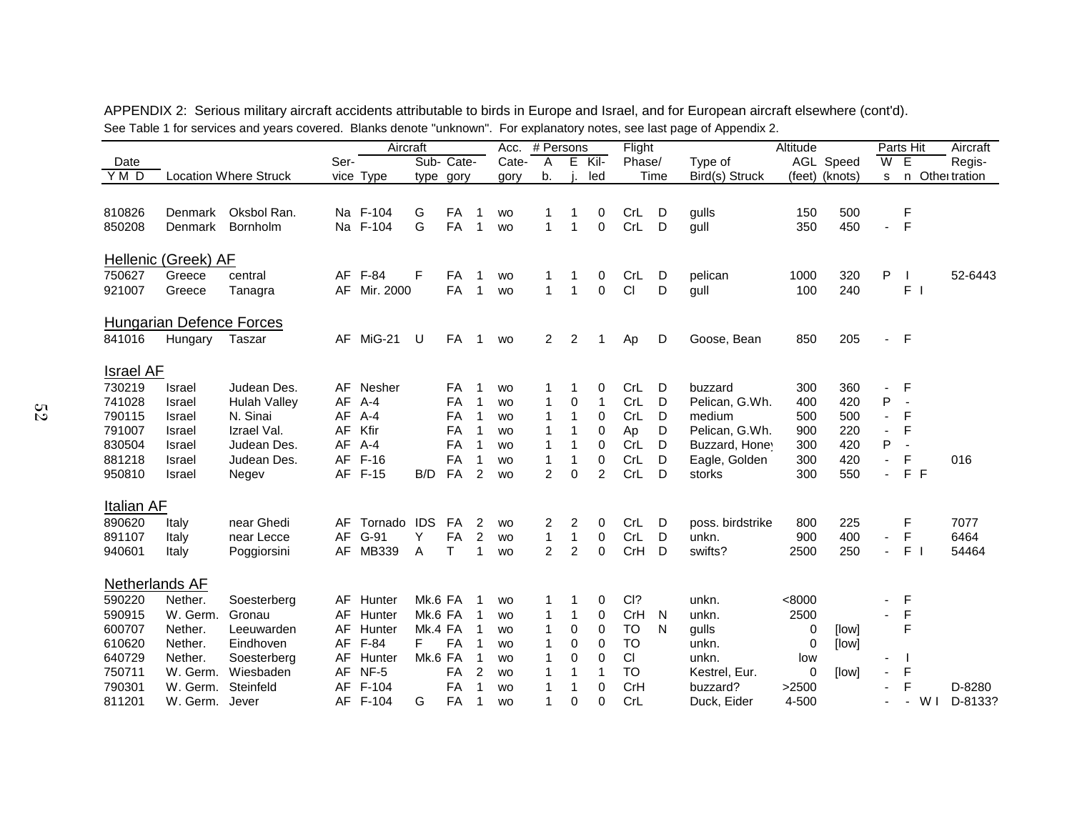APPENDIX 2: Serious military aircraft accidents attributable to birds in Europe and Israel, and for European aircraft elsewhere (cont'd).

See Table 1 for services and years covered. Blanks denote "unknown". For explanatory notes, see last page of Appendix 2.

| Date | Location | Where Struck | Ser-vice | Aircraft Type | Sub-type | Cate-gory | | Acc. Cate-gory | # Persons Ab. | Ej. | Kil-led | Flight Phase/ | Time | Type of Bird(s) Struck | Altitude AGL (feet) | Speed (knots) | Parts Hit Ws | En | Other | Aircraft Regis-tration |
|---|---|---|---|---|---|---|---|---|---|---|---|---|---|---|---|---|---|---|---|---|
| Y M D | | | | | | | | | | | | | | | | | | | | |
| 810826 | Denmark | Oksbol Ran. | Na | F-104 | G | FA | 1 | wo | 1 | 1 | 0 | CrL | D | gulls | 150 | 500 | | F | | |
| 850208 | Denmark | Bornholm | Na | F-104 | G | FA | 1 | wo | 1 | 1 | 0 | CrL | D | gull | 350 | 450 | - | F | | |
| **Hellenic (Greek) AF** | | | | | | | | | | | | | | | | | | | | |
| 750627 | Greece | central | AF | F-84 | F | FA | 1 | wo | 1 | 1 | 0 | CrL | D | pelican | 1000 | 320 | P | I | | 52-6443 |
| 921007 | Greece | Tanagra | AF | Mir. 2000 | | FA | 1 | wo | 1 | 1 | 0 | Cl | D | gull | 100 | 240 | | F | I | |
| **Hungarian Defence Forces** | | | | | | | | | | | | | | | | | | | | |
| 841016 | Hungary | Taszar | AF | MiG-21 | U | FA | 1 | wo | 2 | 2 | 1 | Ap | D | Goose, Bean | 850 | 205 | - | F | | |
| **Israel AF** | | | | | | | | | | | | | | | | | | | | |
| 730219 | Israel | Judean Des. | AF | Nesher | | FA | 1 | wo | 1 | 1 | 0 | CrL | D | buzzard | 300 | 360 | - | F | | |
| 741028 | Israel | Hulah Valley | AF | A-4 | | FA | 1 | wo | 1 | 0 | 1 | CrL | D | Pelican, G.Wh. | 400 | 420 | P | - | | |
| 790115 | Israel | N. Sinai | AF | A-4 | | FA | 1 | wo | 1 | 1 | 0 | CrL | D | medium | 500 | 500 | - | F | | |
| 791007 | Israel | Izrael Val. | AF | Kfir | | FA | 1 | wo | 1 | 1 | 0 | Ap | D | Pelican, G.Wh. | 900 | 220 | - | F | | |
| 830504 | Israel | Judean Des. | AF | A-4 | | FA | 1 | wo | 1 | 1 | 0 | CrL | D | Buzzard, Honey | 300 | 420 | P | - | | |
| 881218 | Israel | Judean Des. | AF | F-16 | | FA | 1 | wo | 1 | 1 | 0 | CrL | D | Eagle, Golden | 300 | 420 | - | F | | 016 |
| 950810 | Israel | Negev | AF | F-15 | B/D | FA | 2 | wo | 2 | 0 | 2 | CrL | D | storks | 300 | 550 | - | F | F | |
| **Italian AF** | | | | | | | | | | | | | | | | | | | | |
| 890620 | Italy | near Ghedi | AF | Tornado | IDS | FA | 2 | wo | 2 | 2 | 0 | CrL | D | poss. birdstrike | 800 | 225 | | F | | 7077 |
| 891107 | Italy | near Lecce | AF | G-91 | Y | FA | 2 | wo | 1 | 1 | 0 | CrL | D | unkn. | 900 | 400 | - | F | | 6464 |
| 940601 | Italy | Poggiorsini | AF | MB339 | A | T | 1 | wo | 2 | 2 | 0 | CrH | D | swifts? | 2500 | 250 | - | F | I | 54464 |
| **Netherlands AF** | | | | | | | | | | | | | | | | | | | | |
| 590220 | Nether. | Soesterberg | AF | Hunter | Mk.6 | FA | 1 | wo | 1 | 1 | 0 | Cl? | | unkn. | <8000 | | - | F | | |
| 590915 | W. Germ. | Gronau | AF | Hunter | Mk.6 | FA | 1 | wo | 1 | 1 | 0 | CrH | N | unkn. | 2500 | | - | F | | |
| 600707 | Nether. | Leeuwarden | AF | Hunter | Mk.4 | FA | 1 | wo | 1 | 0 | 0 | TO | N | gulls | 0 | [low] | | F | | |
| 610620 | Nether. | Eindhoven | AF | F-84 | F | FA | 1 | wo | 1 | 0 | 0 | TO | | unkn. | 0 | [low] | | | | |
| 640729 | Nether. | Soesterberg | AF | Hunter | Mk.6 | FA | 1 | wo | 1 | 0 | 0 | Cl | | unkn. | low | | - | I | | |
| 750711 | W. Germ. | Wiesbaden | AF | NF-5 | | FA | 2 | wo | 1 | 1 | 1 | TO | | Kestrel, Eur. | 0 | [low] | - | F | | |
| 790301 | W. Germ. | Steinfeld | AF | F-104 | | FA | 1 | wo | 1 | 1 | 0 | CrH | | buzzard? | >2500 | | - | F | | D-8280 |
| 811201 | W. Germ. | Jever | AF | F-104 | G | FA | 1 | wo | 1 | 0 | 0 | CrL | | Duck, Eider | 4-500 | | - | - | W I | D-8133? |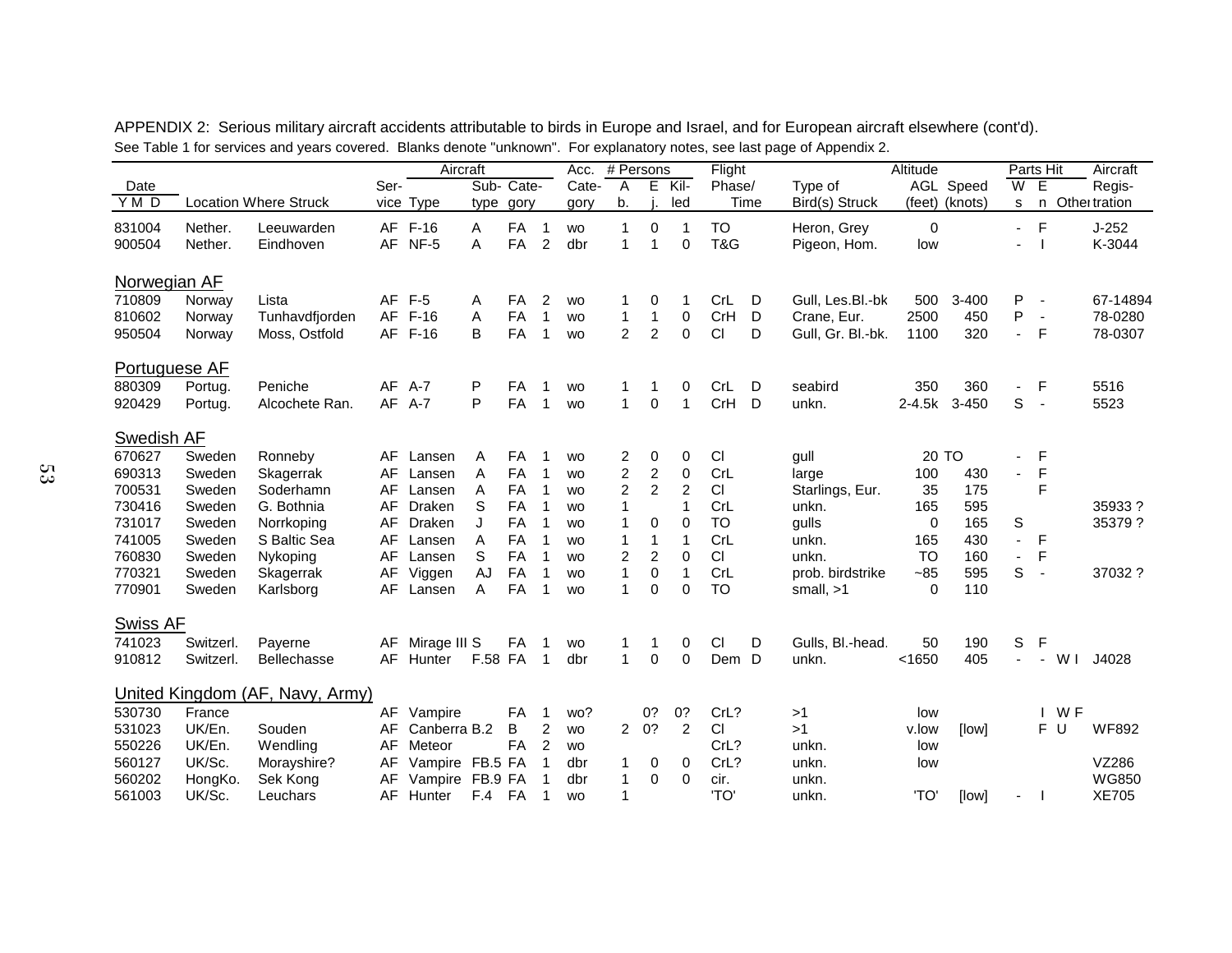APPENDIX 2: Serious military aircraft accidents attributable to birds in Europe and Israel, and for European aircraft elsewhere (cont'd).

See Table 1 for services and years covered. Blanks denote "unknown". For explanatory notes, see last page of Appendix 2.

| Date | | | | Aircraft | | | | Acc. | # Persons | | | Flight | | | Altitude | | Parts Hit | | | Aircraft |
|---|---|---|---|---|---|---|---|---|---|---|---|---|---|---|---|---|---|---|---|---|
| Y M D | Location Where Struck | | Ser-vice | Type | Sub-type | Cate-gory | | Cate-gory | Ab. | Ej. | Kil-led | Phase/ | Time | Type of Bird(s) Struck | AGL (feet) | Speed (knots) | Ws | En | Other | Regis-tration |
| 831004 | Nether. | Leeuwarden | AF | F-16 | A | FA | 1 | wo | 1 | 0 | 1 | TO | | Heron, Grey | 0 | | - | F | | J-252 |
| 900504 | Nether. | Eindhoven | AF | NF-5 | A | FA | 2 | dbr | 1 | 1 | 0 | T&G | | Pigeon, Hom. | low | | - | I | | K-3044 |
| **Norwegian AF** | | | | | | | | | | | | | | | | | | | | |
| 710809 | Norway | Lista | AF | F-5 | A | FA | 2 | wo | 1 | 0 | 1 | CrL | D | Gull, Les.Bl.-bk | 500 | 3-400 | P | - | | 67-14894 |
| 810602 | Norway | Tunhavdfjorden | AF | F-16 | A | FA | 1 | wo | 1 | 1 | 0 | CrH | D | Crane, Eur. | 2500 | 450 | P | - | | 78-0280 |
| 950504 | Norway | Moss, Ostfold | AF | F-16 | B | FA | 1 | wo | 2 | 2 | 0 | Cl | D | Gull, Gr. Bl.-bk. | 1100 | 320 | - | F | | 78-0307 |
| **Portuguese AF** | | | | | | | | | | | | | | | | | | | | |
| 880309 | Portug. | Peniche | AF | A-7 | P | FA | 1 | wo | 1 | 1 | 0 | CrL | D | seabird | 350 | 360 | - | F | | 5516 |
| 920429 | Portug. | Alcochete Ran. | AF | A-7 | P | FA | 1 | wo | 1 | 0 | 1 | CrH | D | unkn. | 2-4.5k | 3-450 | S | - | | 5523 |
| **Swedish AF** | | | | | | | | | | | | | | | | | | | | |
| 670627 | Sweden | Ronneby | AF | Lansen | A | FA | 1 | wo | 2 | 0 | 0 | Cl | | gull | 20 | TO | - | F | | |
| 690313 | Sweden | Skagerrak | AF | Lansen | A | FA | 1 | wo | 2 | 2 | 0 | CrL | | large | 100 | 430 | - | F | | |
| 700531 | Sweden | Soderhamn | AF | Lansen | A | FA | 1 | wo | 2 | 2 | 2 | Cl | | Starlings, Eur. | 35 | 175 | | F | | |
| 730416 | Sweden | G. Bothnia | AF | Draken | S | FA | 1 | wo | 1 | | 1 | CrL | | unkn. | 165 | 595 | | | | 35933 ? |
| 731017 | Sweden | Norrkoping | AF | Draken | J | FA | 1 | wo | 1 | 0 | 0 | TO | | gulls | 0 | 165 | S | | | 35379 ? |
| 741005 | Sweden | S Baltic Sea | AF | Lansen | A | FA | 1 | wo | 1 | 1 | 1 | CrL | | unkn. | 165 | 430 | - | F | | |
| 760830 | Sweden | Nykoping | AF | Lansen | S | FA | 1 | wo | 2 | 2 | 0 | Cl | | unkn. | TO | 160 | - | F | | |
| 770321 | Sweden | Skagerrak | AF | Viggen | AJ | FA | 1 | wo | 1 | 0 | 1 | CrL | | prob. birdstrike | ~85 | 595 | S | - | | 37032 ? |
| 770901 | Sweden | Karlsborg | AF | Lansen | A | FA | 1 | wo | 1 | 0 | 0 | TO | | small, >1 | 0 | 110 | | | | |
| **Swiss AF** | | | | | | | | | | | | | | | | | | | | |
| 741023 | Switzerl. | Payerne | AF | Mirage III | S | FA | 1 | wo | 1 | 1 | 0 | Cl | D | Gulls, Bl.-head. | 50 | 190 | S | F | | |
| 910812 | Switzerl. | Bellechasse | AF | Hunter | F.58 | FA | 1 | dbr | 1 | 0 | 0 | Dem | D | unkn. | <1650 | 405 | - | - | W I | J4028 |
| **United Kingdom (AF, Navy, Army)** | | | | | | | | | | | | | | | | | | | | |
| 530730 | France | | AF | Vampire | | FA | 1 | wo? | | 0? | 0? | CrL? | | >1 | low | | | I | W F | |
| 531023 | UK/En. | Souden | AF | Canberra | B.2 | B | 2 | wo | 2 | 0? | 2 | Cl | | >1 | v.low | [low] | | F | U | WF892 |
| 550226 | UK/En. | Wendling | AF | Meteor | | FA | 2 | wo | | | | CrL? | | unkn. | low | | | | | |
| 560127 | UK/Sc. | Morayshire? | AF | Vampire | FB.5 | FA | 1 | dbr | 1 | 0 | 0 | CrL? | | unkn. | low | | | | | VZ286 |
| 560202 | HongKo. | Sek Kong | AF | Vampire | FB.9 | FA | 1 | dbr | 1 | 0 | 0 | cir. | | unkn. | | | | | | WG850 |
| 561003 | UK/Sc. | Leuchars | AF | Hunter | F.4 | FA | 1 | wo | 1 | | | 'TO' | | unkn. | 'TO' | [low] | - | I | | XE705 |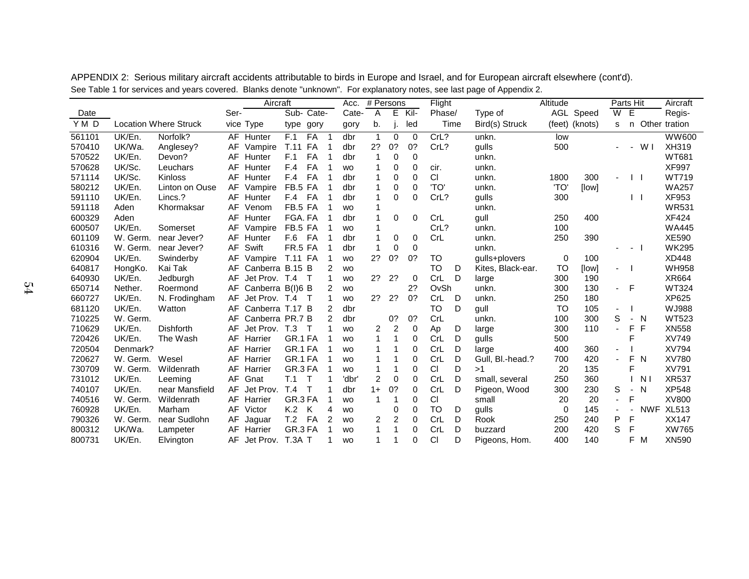APPENDIX 2: Serious military aircraft accidents attributable to birds in Europe and Israel, and for European aircraft elsewhere (cont'd).

See Table 1 for services and years covered. Blanks denote "unknown". For explanatory notes, see last page of Appendix 2.

| Date Y M D | Location Where Struck | | Ser-vice | Aircraft Type | Sub-type | Cate-gory | | Acc. Cate-gory | # Persons Ab. | Ej. | Kil-led | Flight Phase/ | Time | Type of Bird(s) Struck | Altitude AGL (feet) | Speed (knots) | Parts Hit Ws | En | Other | Aircraft Regis-tration |
|---|---|---|---|---|---|---|---|---|---|---|---|---|---|---|---|---|---|---|---|---|
| 561101 | UK/En. | Norfolk? | AF | Hunter | F.1 | FA | 1 | dbr | 1 | 0 | 0 | CrL? | | unkn. | low | | | | | WW600 |
| 570410 | UK/Wa. | Anglesey? | AF | Vampire | T.11 | FA | 1 | dbr | 2? | 0? | 0? | CrL? | | gulls | 500 | | - | - | W I | XH319 |
| 570522 | UK/En. | Devon? | AF | Hunter | F.1 | FA | 1 | dbr | 1 | 0 | 0 | | | unkn. | | | | | | WT681 |
| 570628 | UK/Sc. | Leuchars | AF | Hunter | F.4 | FA | 1 | wo | 1 | 0 | 0 | cir. | | unkn. | | | | | | XF997 |
| 571114 | UK/Sc. | Kinloss | AF | Hunter | F.4 | FA | 1 | dbr | 1 | 0 | 0 | Cl | | unkn. | 1800 | 300 | - | I | I | WT719 |
| 580212 | UK/En. | Linton on Ouse | AF | Vampire | FB.5 | FA | 1 | dbr | 1 | 0 | 0 | 'TO' | | unkn. | 'TO' | [low] | | | | WA257 |
| 591110 | UK/En. | Lincs.? | AF | Hunter | F.4 | FA | 1 | dbr | 1 | 0 | 0 | CrL? | | gulls | 300 | | | I | I | XF953 |
| 591118 | Aden | Khormaksar | AF | Venom | FB.5 | FA | 1 | wo | 1 | | | | | unkn. | | | | | | WR531 |
| 600329 | Aden | | AF | Hunter | FGA. | FA | 1 | dbr | 1 | 0 | 0 | CrL | | gull | 250 | 400 | | | | XF424 |
| 600507 | UK/En. | Somerset | AF | Vampire | FB.5 | FA | 1 | wo | 1 | | | CrL? | | unkn. | 100 | | | | | WA445 |
| 601109 | W. Germ. | near Jever? | AF | Hunter | F.6 | FA | 1 | dbr | 1 | 0 | 0 | CrL | | unkn. | 250 | 390 | | | | XE590 |
| 610316 | W. Germ. | near Jever? | AF | Swift | FR.5 | FA | 1 | dbr | 1 | 0 | 0 | | | unkn. | | | - | - | I | WK295 |
| 620904 | UK/En. | Swinderby | AF | Vampire | T.11 | FA | 1 | wo | 2? | 0? | 0? | TO | D | gulls+plovers | 0 | 100 | | | | XD448 |
| 640817 | HongKo. | Kai Tak | AF | Canberra | B.15 | B | 2 | wo | | | | TO | D | Kites, Black-ear. | TO | [low] | - | I | | WH958 |
| 640930 | UK/En. | Jedburgh | AF | Jet Prov. | T.4 | T | 1 | wo | 2? | 2? | 0 | CrL | D | large | 300 | 190 | | | | XR664 |
| 650714 | Nether. | Roermond | AF | Canberra | B(I)6 | B | 2 | wo | | | 2? | OvSh | | unkn. | 300 | 130 | - | F | | WT324 |
| 660727 | UK/En. | N. Frodingham | AF | Jet Prov. | T.4 | T | 1 | wo | 2? | 2? | 0? | CrL | D | unkn. | 250 | 180 | | | | XP625 |
| 681120 | UK/En. | Watton | AF | Canberra | T.17 | B | 2 | dbr | | | | TO | D | gull | TO | 105 | - | I | | WJ988 |
| 710225 | W. Germ. | | AF | Canberra | PR.7 | B | 2 | dbr | | 0? | 0? | CrL | | unkn. | 100 | 300 | S | - | N | WT523 |
| 710629 | UK/En. | Dishforth | AF | Jet Prov. | T.3 | T | 1 | wo | 2 | 2 | 0 | Ap | D | large | 300 | 110 | - | F | F | XN558 |
| 720426 | UK/En. | The Wash | AF | Harrier | GR.1 | FA | 1 | wo | 1 | 1 | 0 | CrL | D | gulls | 500 | | | F | | XV749 |
| 720504 | Denmark? | | AF | Harrier | GR.1 | FA | 1 | wo | 1 | 1 | 0 | CrL | D | large | 400 | 360 | - | I | | XV794 |
| 720627 | W. Germ. | Wesel | AF | Harrier | GR.1 | FA | 1 | wo | 1 | 1 | 0 | CrL | D | Gull, Bl.-head.? | 700 | 420 | - | F | N | XV780 |
| 730709 | W. Germ. | Wildenrath | AF | Harrier | GR.3 | FA | 1 | wo | 1 | 1 | 0 | Cl | D | >1 | 20 | 135 | | F | | XV791 |
| 731012 | UK/En. | Leeming | AF | Gnat | T.1 | T | 1 | 'dbr' | 2 | 0 | 0 | CrL | D | small, several | 250 | 360 | | I | N I | XR537 |
| 740107 | UK/En. | near Mansfield | AF | Jet Prov. | T.4 | T | 1 | dbr | 1+ | 0? | 0 | CrL | D | Pigeon, Wood | 300 | 230 | S | - | N | XP548 |
| 740516 | W. Germ. | Wildenrath | AF | Harrier | GR.3 | FA | 1 | wo | 1 | 1 | 0 | Cl | | small | 20 | 20 | - | F | | XV800 |
| 760928 | UK/En. | Marham | AF | Victor | K.2 | K | 4 | wo | | 0 | 0 | TO | D | gulls | 0 | 145 | - | - | NWF | XL513 |
| 790326 | W. Germ. | near Sudlohn | AF | Jaguar | T.2 | FA | 2 | wo | 2 | 2 | 0 | CrL | D | Rook | 250 | 240 | P | F | | XX147 |
| 800312 | UK/Wa. | Lampeter | AF | Harrier | GR.3 | FA | 1 | wo | 1 | 1 | 0 | CrL | D | buzzard | 200 | 420 | S | F | | XW765 |
| 800731 | UK/En. | Elvington | AF | Jet Prov. | T.3A | T | 1 | wo | 1 | 1 | 0 | Cl | D | Pigeons, Hom. | 400 | 140 | | F | M | XN590 |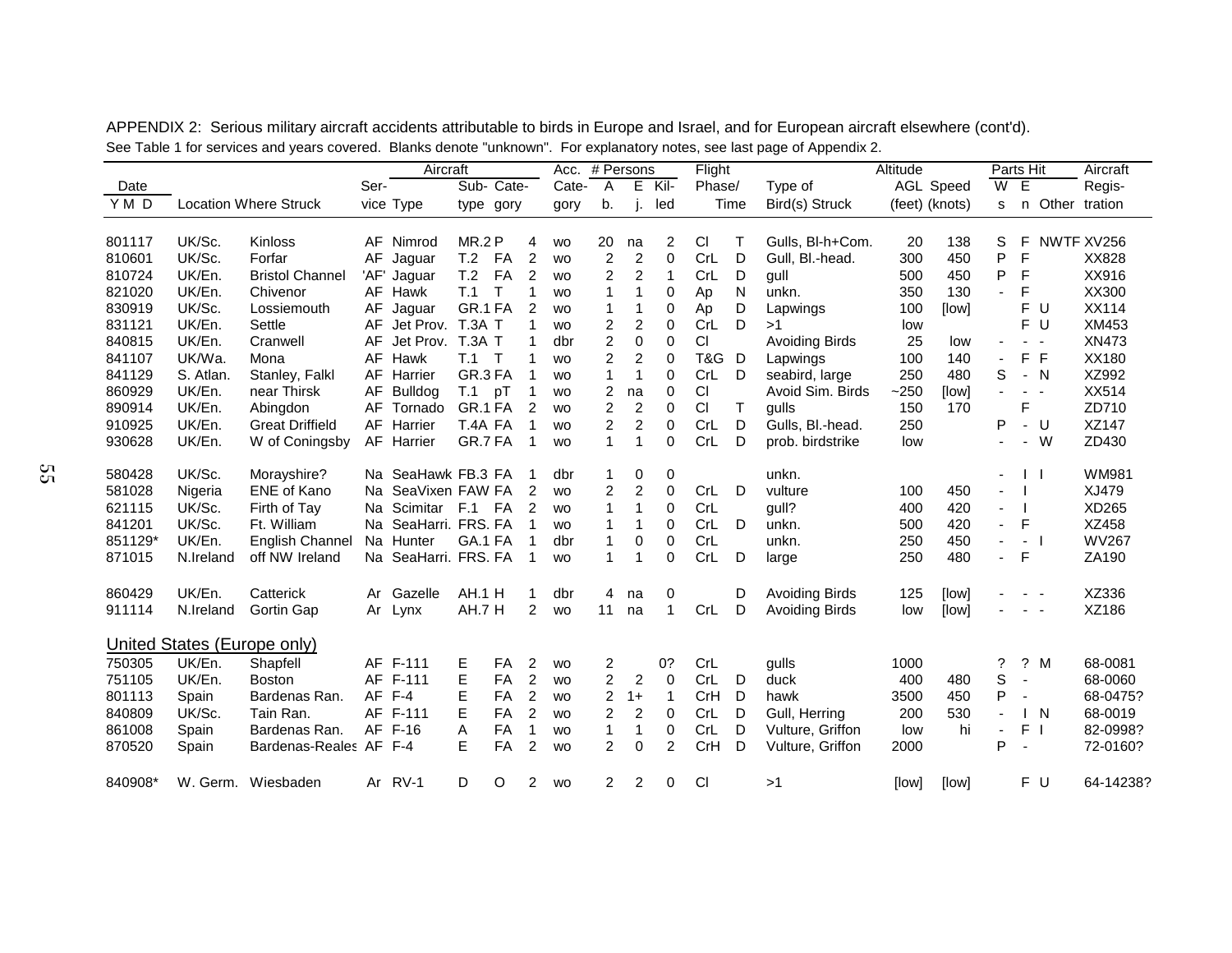APPENDIX 2: Serious military aircraft accidents attributable to birds in Europe and Israel, and for European aircraft elsewhere (cont'd).

See Table 1 for services and years covered. Blanks denote "unknown". For explanatory notes, see last page of Appendix 2.

| Date | | | | Aircraft | | | | Acc. | # Persons | | | Flight | | | Altitude | | Parts Hit | | | Aircraft |
|---|---|---|---|---|---|---|---|---|---|---|---|---|---|---|---|---|---|---|---|---|
| Y M D | Location Where Struck | | Ser-vice | Type | Sub-type | Cate-gory | | Cate-gory | Ab. | Ej. | Kil-led | Phase/ | Time | Type of Bird(s) Struck | AGL (feet) | Speed (knots) | Ws | En | Other | Regis-tration |
| 801117 | UK/Sc. | Kinloss | AF | Nimrod | MR.2 | P | 4 | wo | 20 | na | 2 | Cl | T | Gulls, Bl-h+Com. | 20 | 138 | S | F | NWTF | XV256 |
| 810601 | UK/Sc. | Forfar | AF | Jaguar | T.2 | FA | 2 | wo | 2 | 2 | 0 | CrL | D | Gull, Bl.-head. | 300 | 450 | P | F | | XX828 |
| 810724 | UK/En. | Bristol Channel | 'AF' | Jaguar | T.2 | FA | 2 | wo | 2 | 2 | 1 | CrL | D | gull | 500 | 450 | P | F | | XX916 |
| 821020 | UK/En. | Chivenor | AF | Hawk | T.1 | T | 1 | wo | 1 | 1 | 0 | Ap | N | unkn. | 350 | 130 | - | F | | XX300 |
| 830919 | UK/Sc. | Lossiemouth | AF | Jaguar | GR.1 | FA | 2 | wo | 1 | 1 | 0 | Ap | D | Lapwings | 100 | [low] | | F | U | XX114 |
| 831121 | UK/En. | Settle | AF | Jet Prov. | T.3A | T | 1 | wo | 2 | 2 | 0 | CrL | D | >1 | low | | | F | U | XM453 |
| 840815 | UK/En. | Cranwell | AF | Jet Prov. | T.3A | T | 1 | dbr | 2 | 0 | 0 | Cl | | Avoiding Birds | 25 | low | - | - | - | XN473 |
| 841107 | UK/Wa. | Mona | AF | Hawk | T.1 | T | 1 | wo | 2 | 2 | 0 | T&G | D | Lapwings | 100 | 140 | - | F | F | XX180 |
| 841129 | S. Atlan. | Stanley, Falkl | AF | Harrier | GR.3 | FA | 1 | wo | 1 | 1 | 0 | CrL | D | seabird, large | 250 | 480 | S | - | N | XZ992 |
| 860929 | UK/En. | near Thirsk | AF | Bulldog | T.1 | pT | 1 | wo | 2 | na | 0 | Cl | | Avoid Sim. Birds | ~250 | [low] | - | - | - | XX514 |
| 890914 | UK/En. | Abingdon | AF | Tornado | GR.1 | FA | 2 | wo | 2 | 2 | 0 | Cl | T | gulls | 150 | 170 | | F | | ZD710 |
| 910925 | UK/En. | Great Driffield | AF | Harrier | T.4A | FA | 1 | wo | 2 | 2 | 0 | CrL | D | Gulls, Bl.-head. | 250 | | P | - | U | XZ147 |
| 930628 | UK/En. | W of Coningsby | AF | Harrier | GR.7 | FA | 1 | wo | 1 | 1 | 0 | CrL | D | prob. birdstrike | low | | - | - | W | ZD430 |
| 580428 | UK/Sc. | Morayshire? | Na | SeaHawk | FB.3 | FA | 1 | dbr | 1 | 0 | 0 | | | unkn. | | | - | I | I | WM981 |
| 581028 | Nigeria | ENE of Kano | Na | SeaVixen | FAW | FA | 2 | wo | 2 | 2 | 0 | CrL | D | vulture | 100 | 450 | - | I | | XJ479 |
| 621115 | UK/Sc. | Firth of Tay | Na | Scimitar | F.1 | FA | 2 | wo | 1 | 1 | 0 | CrL | | gull? | 400 | 420 | - | I | | XD265 |
| 841201 | UK/Sc. | Ft. William | Na | SeaHarri. | FRS. | FA | 1 | wo | 1 | 1 | 0 | CrL | D | unkn. | 500 | 420 | - | F | | XZ458 |
| 851129* | UK/En. | English Channel | Na | Hunter | GA.1 | FA | 1 | dbr | 1 | 0 | 0 | CrL | | unkn. | 250 | 450 | - | - | I | WV267 |
| 871015 | N.Ireland | off NW Ireland | Na | SeaHarri. | FRS. | FA | 1 | wo | 1 | 1 | 0 | CrL | D | large | 250 | 480 | - | F | | ZA190 |
| 860429 | UK/En. | Catterick | Ar | Gazelle | AH.1 | H | 1 | dbr | 4 | na | 0 | | D | Avoiding Birds | 125 | [low] | - | - | - | XZ336 |
| 911114 | N.Ireland | Gortin Gap | Ar | Lynx | AH.7 | H | 2 | wo | 11 | na | 1 | CrL | D | Avoiding Birds | low | [low] | - | - | - | XZ186 |
| **United States (Europe only)** | | | | | | | | | | | | | | | | | | | | |
| 750305 | UK/En. | Shapfell | AF | F-111 | E | FA | 2 | wo | 2 | | 0? | CrL | | gulls | 1000 | | ? | ? | M | 68-0081 |
| 751105 | UK/En. | Boston | AF | F-111 | E | FA | 2 | wo | 2 | 2 | 0 | CrL | D | duck | 400 | 480 | S | - | | 68-0060 |
| 801113 | Spain | Bardenas Ran. | AF | F-4 | E | FA | 2 | wo | 2 | 1+ | 1 | CrH | D | hawk | 3500 | 450 | P | - | | 68-0475? |
| 840809 | UK/Sc. | Tain Ran. | AF | F-111 | E | FA | 2 | wo | 2 | 2 | 0 | CrL | D | Gull, Herring | 200 | 530 | - | I | N | 68-0019 |
| 861008 | Spain | Bardenas Ran. | AF | F-16 | A | FA | 1 | wo | 1 | 1 | 0 | CrL | D | Vulture, Griffon | low | hi | - | F | I | 82-0998? |
| 870520 | Spain | Bardenas-Reales | AF | F-4 | E | FA | 2 | wo | 2 | 0 | 2 | CrH | D | Vulture, Griffon | 2000 | | P | - | | 72-0160? |
| 840908* | W. Germ. | Wiesbaden | Ar | RV-1 | D | O | 2 | wo | 2 | 2 | 0 | Cl | | >1 | [low] | [low] | | F | U | 64-14238? |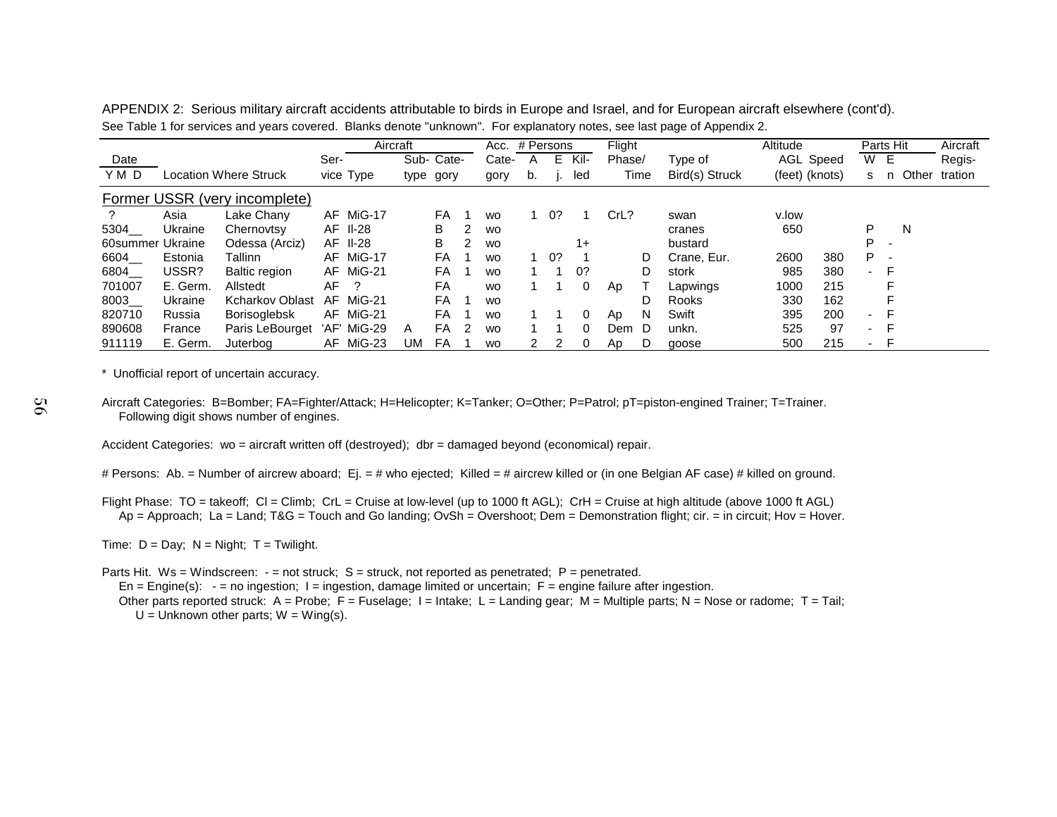APPENDIX 2: Serious military aircraft accidents attributable to birds in Europe and Israel, and for European aircraft elsewhere (cont'd).
See Table 1 for services and years covered. Blanks denote "unknown". For explanatory notes, see last page of Appendix 2.

| Date | | | | Aircraft | | | | Acc. | # Persons | | | Flight | | | Altitude | | Parts Hit | | | Aircraft |
|---|---|---|---|---|---|---|---|---|---|---|---|---|---|---|---|---|---|---|---|---|
| Y M D | Location Where Struck | | Ser-vice | Type | Sub-type | Cate-gory | | Cate-gory | Ab. | Ej. | Kil-led | Phase/ | Time | Type of Bird(s) Struck | AGL (feet) | Speed (knots) | Ws | En | Other | Regis-tration |
| **Former USSR (very incomplete)** | | | | | | | | | | | | | | | | | | | | |
| ? | Asia | Lake Chany | AF | MiG-17 | | FA | 1 | wo | 1 | 0? | 1 | CrL? | | swan | v.low | | | | | |
| 5304__ | Ukraine | Chernovtsy | AF | Il-28 | | B | 2 | wo | | | | | | cranes | 650 | | P | | N | |
| 60summer | Ukraine | Odessa (Arciz) | AF | Il-28 | | B | 2 | wo | | | 1+ | | | bustard | | | P | - | | |
| 6604__ | Estonia | Tallinn | AF | MiG-17 | | FA | 1 | wo | 1 | 0? | 1 | | D | Crane, Eur. | 2600 | 380 | P | - | | |
| 6804__ | USSR? | Baltic region | AF | MiG-21 | | FA | 1 | wo | 1 | 1 | 0? | | D | stork | 985 | 380 | - | F | | |
| 701007 | E. Germ. | Allstedt | AF | ? | | FA | | wo | 1 | 1 | 0 | Ap | T | Lapwings | 1000 | 215 | | F | | |
| 8003__ | Ukraine | Kcharkov Oblast | AF | MiG-21 | | FA | 1 | wo | | | | | D | Rooks | 330 | 162 | | F | | |
| 820710 | Russia | Borisoglebsk | AF | MiG-21 | | FA | 1 | wo | 1 | 1 | 0 | Ap | N | Swift | 395 | 200 | - | F | | |
| 890608 | France | Paris LeBourget | 'AF' | MiG-29 | A | FA | 2 | wo | 1 | 1 | 0 | Dem | D | unkn. | 525 | 97 | - | F | | |
| 911119 | E. Germ. | Juterbog | AF | MiG-23 | UM | FA | 1 | wo | 2 | 2 | 0 | Ap | D | goose | 500 | 215 | - | F | | |

\* Unofficial report of uncertain accuracy.

Aircraft Categories: B=Bomber; FA=Fighter/Attack; H=Helicopter; K=Tanker; O=Other; P=Patrol; pT=piston-engined Trainer; T=Trainer.
Following digit shows number of engines.

Accident Categories: wo = aircraft written off (destroyed); dbr = damaged beyond (economical) repair.

\# Persons: Ab. = Number of aircrew aboard; Ej. = # who ejected; Killed = # aircrew killed or (in one Belgian AF case) # killed on ground.

Flight Phase: TO = takeoff; Cl = Climb; CrL = Cruise at low-level (up to 1000 ft AGL); CrH = Cruise at high altitude (above 1000 ft AGL)
Ap = Approach; La = Land; T&G = Touch and Go landing; OvSh = Overshoot; Dem = Demonstration flight; cir. = in circuit; Hov = Hover.

Time: D = Day; N = Night; T = Twilight.

Parts Hit. Ws = Windscreen: - = not struck; S = struck, not reported as penetrated; P = penetrated.
En = Engine(s): - = no ingestion; I = ingestion, damage limited or uncertain; F = engine failure after ingestion.
Other parts reported struck: A = Probe; F = Fuselage; I = Intake; L = Landing gear; M = Multiple parts; N = Nose or radome; T = Tail;
U = Unknown other parts; W = Wing(s).